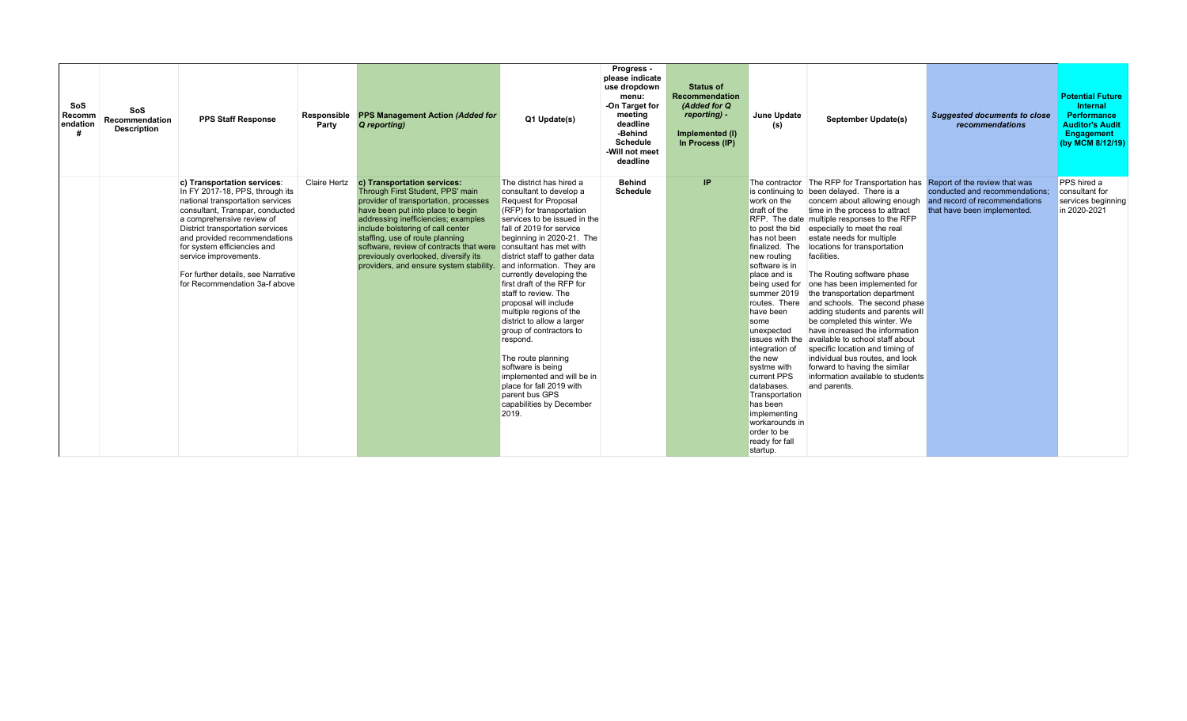| SoS Recommendation # | SoS Recommendation Description | PPS Staff Response | Responsible Party | PPS Management Action *(Added for Q reporting)* | Q1 Update(s) | Progress - please indicate use dropdown menu: -On Target for meeting deadline -Behind Schedule -Will not meet deadline | Status of Recommendation *(Added for Q reporting)* - Implemented (I) In Process (IP) | June Update (s) | September Update(s) | *Suggested documents to close recommendations* | Potential Future Internal Performance Auditor's Audit Engagement (by MCM 8/12/19) |
|---|---|---|---|---|---|---|---|---|---|---|---|
| | | **c) Transportation services**: In FY 2017-18, PPS, through its national transportation services consultant, Transpar, conducted a comprehensive review of District transportation services and provided recommendations for system efficiencies and service improvements.<br><br>For further details, see Narrative for Recommendation 3a-f above | Claire Hertz | **c) Transportation services:** Through First Student, PPS' main provider of transportation, processes have been put into place to begin addressing inefficiencies; examples include bolstering of call center staffing, use of route planning software, review of contracts that were previously overlooked, diversify its providers, and ensure system stability. | The district has hired a consultant to develop a Request for Proposal (RFP) for transportation services to be issued in the fall of 2019 for service beginning in 2020-21. The consultant has met with district staff to gather data and information. They are currently developing the first draft of the RFP for staff to review. The proposal will include multiple regions of the district to allow a larger group of contractors to respond.<br><br>The route planning software is being implemented and will be in place for fall 2019 with parent bus GPS capabilities by December 2019. | **Behind Schedule** | **IP** | The contractor is continuing to work on the draft of the RFP. The date to post the bid has not been finalized. The new routing software is in place and is being used for summer 2019 routes. There have been some unexpected issues with the integration of the new systme with current PPS databases. Transportation has been implementing workarounds in order to be ready for fall startup. | The RFP for Transportation has been delayed. There is a concern about allowing enough time in the process to attract multiple responses to the RFP especially to meet the real estate needs for multiple locations for transportation facilities.<br><br>The Routing software phase one has been implemented for the transportation department and schools. The second phase adding students and parents will be completed this winter. We have increased the information available to school staff about specific location and timing of individual bus routes, and look forward to having the similar information available to students and parents. | Report of the review that was conducted and recommendations; and record of recommendations that have been implemented. | PPS hired a consultant for services beginning in 2020-2021 |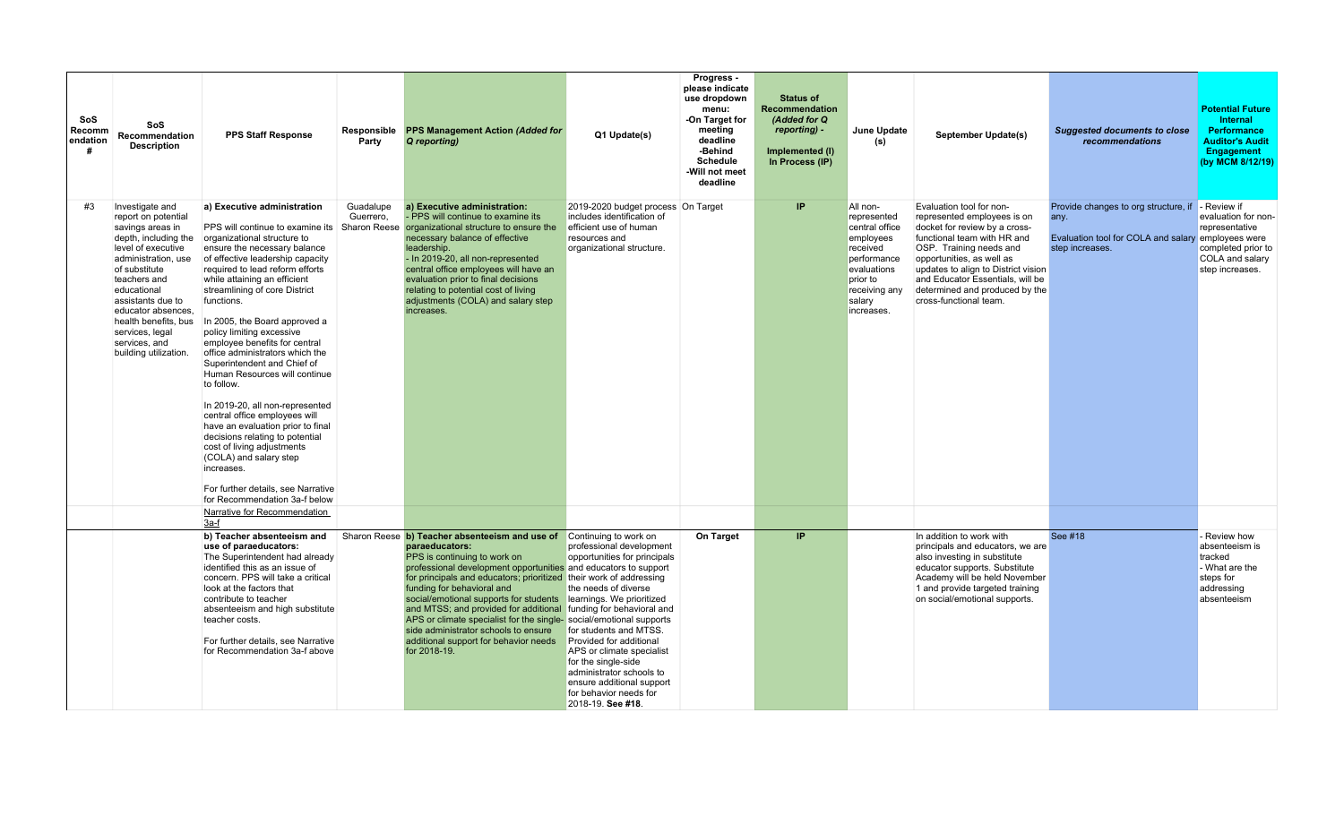| SoS Recommendation # | SoS Recommendation Description | PPS Staff Response | Responsible Party | PPS Management Action *(Added for Q reporting)* | Q1 Update(s) | Progress - please indicate use dropdown menu: -On Target for meeting deadline -Behind Schedule -Will not meet deadline | Status of Recommendation *(Added for Q reporting)* - Implemented (I) In Process (IP) | June Update (s) | September Update(s) | *Suggested documents to close recommendations* | Potential Future Internal Performance Auditor's Audit Engagement (by MCM 8/12/19) |
|---|---|---|---|---|---|---|---|---|---|---|---|
| #3 | Investigate and report on potential savings areas in depth, including the level of executive administration, use of substitute teachers and educational assistants due to educator absences, health benefits, bus services, legal services, and building utilization. | **a) Executive administration**<br><br>PPS will continue to examine its organizational structure to ensure the necessary balance of effective leadership capacity required to lead reform efforts while attaining an efficient streamlining of core District functions.<br><br>In 2005, the Board approved a policy limiting excessive employee benefits for central office administrators which the Superintendent and Chief of Human Resources will continue to follow.<br><br>In 2019-20, all non-represented central office employees will have an evaluation prior to final decisions relating to potential cost of living adjustments (COLA) and salary step increases.<br><br>For further details, see Narrative for Recommendation 3a-f below | Guadalupe Guerrero, Sharon Reese | **a) Executive administration:**<br>- PPS will continue to examine its organizational structure to ensure the necessary balance of effective leadership.<br>- In 2019-20, all non-represented central office employees will have an evaluation prior to final decisions relating to potential cost of living adjustments (COLA) and salary step increases. | 2019-2020 budget process includes identification of efficient use of human resources and organizational structure. | On Target | IP | All non-represented central office employees received performance evaluations prior to receiving any salary increases. | Evaluation tool for non-represented employees is on docket for review by a cross-functional team with HR and OSP. Training needs and opportunities, as well as updates to align to District vision and Educator Essentials, will be determined and produced by the cross-functional team. | Provide changes to org structure, if any.<br><br>Evaluation tool for COLA and salary step increases. | - Review if evaluation for non-representative employees were completed prior to COLA and salary step increases. |
| | | Narrative for Recommendation 3a-f | | | | | | | | | |
| | | **b) Teacher absenteeism and use of paraeducators:**<br>The Superintendent had already identified this as an issue of concern. PPS will take a critical look at the factors that contribute to teacher absenteeism and high substitute teacher costs.<br><br>For further details, see Narrative for Recommendation 3a-f above | Sharon Reese | **b) Teacher absenteeism and use of paraeducators:**<br>PPS is continuing to work on professional development opportunities for principals and educators; prioritized funding for behavioral and social/emotional supports for students and MTSS; and provided for additional APS or climate specialist for the single-side administrator schools to ensure additional support for behavior needs for 2018-19. | Continuing to work on professional development opportunities for principals and educators to support their work of addressing the needs of diverse learnings. We prioritized funding for behavioral and social/emotional supports for students and MTSS. Provided for additional APS or climate specialist for the single-side administrator schools to ensure additional support for behavior needs for 2018-19. **See #18**. | **On Target** | IP | | In addition to work with principals and educators, we are also investing in substitute educator supports. Substitute Academy will be held November 1 and provide targeted training on social/emotional supports. | See #18 | - Review how absenteeism is tracked<br>- What are the steps for addressing absenteeism |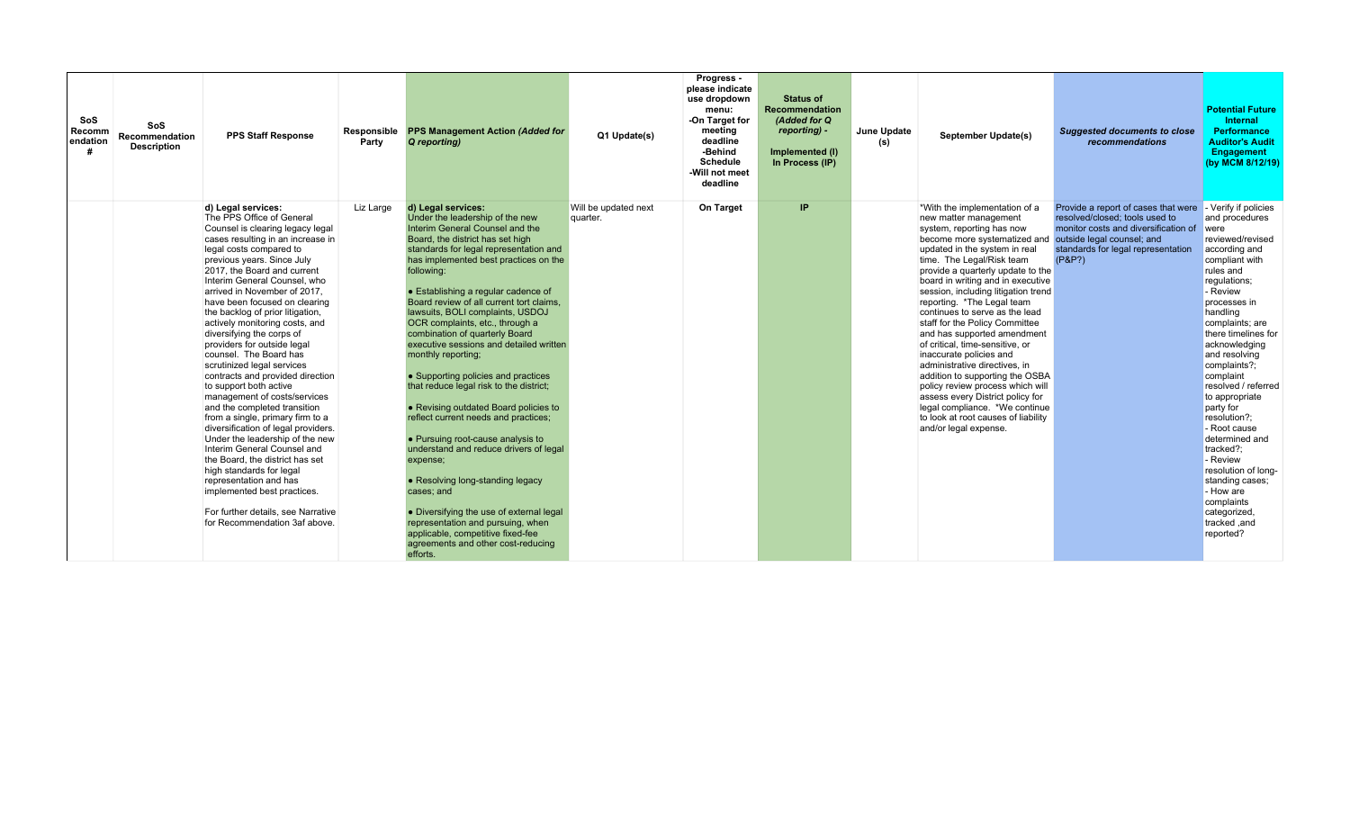| SoS Recommendation # | SoS Recommendation Description | PPS Staff Response | Responsible Party | PPS Management Action *(Added for Q reporting)* | Q1 Update(s) | Progress - please indicate use dropdown menu: -On Target for meeting deadline -Behind Schedule -Will not meet deadline | Status of Recommendation *(Added for Q reporting)* - Implemented (I) In Process (IP) | June Update (s) | September Update(s) | *Suggested documents to close recommendations* | Potential Future Internal Performance Auditor's Audit Engagement (by MCM 8/12/19) |
|---|---|---|---|---|---|---|---|---|---|---|---|
| | | **d) Legal services:** The PPS Office of General Counsel is clearing legacy legal cases resulting in an increase in legal costs compared to previous years. Since July 2017, the Board and current Interim General Counsel, who arrived in November of 2017, have been focused on clearing the backlog of prior litigation, actively monitoring costs, and diversifying the corps of providers for outside legal counsel. The Board has scrutinized legal services contracts and provided direction to support both active management of costs/services and the completed transition from a single, primary firm to a diversification of legal providers. Under the leadership of the new Interim General Counsel and the Board, the district has set high standards for legal representation and has implemented best practices.<br><br>For further details, see Narrative for Recommendation 3af above. | Liz Large | **d) Legal services:** Under the leadership of the new Interim General Counsel and the Board, the district has set high standards for legal representation and has implemented best practices on the following:<br><br>• Establishing a regular cadence of Board review of all current tort claims, lawsuits, BOLI complaints, USDOJ OCR complaints, etc., through a combination of quarterly Board executive sessions and detailed written monthly reporting;<br><br>• Supporting policies and practices that reduce legal risk to the district;<br><br>• Revising outdated Board policies to reflect current needs and practices;<br><br>• Pursuing root-cause analysis to understand and reduce drivers of legal expense;<br><br>• Resolving long-standing legacy cases; and<br><br>• Diversifying the use of external legal representation and pursuing, when applicable, competitive fixed-fee agreements and other cost-reducing efforts. | Will be updated next quarter. | **On Target** | **IP** | | *With the implementation of a new matter management system, reporting has now become more systematized and updated in the system in real time. The Legal/Risk team provide a quarterly update to the board in writing and in executive session, including litigation trend reporting. *The Legal team continues to serve as the lead staff for the Policy Committee and has supported amendment of critical, time-sensitive, or inaccurate policies and administrative directives, in addition to supporting the OSBA policy review process which will assess every District policy for legal compliance. *We continue to look at root causes of liability and/or legal expense. | Provide a report of cases that were resolved/closed; tools used to monitor costs and diversification of outside legal counsel; and standards for legal representation (P&P?) | - Verify if policies and procedures were reviewed/revised according and compliant with rules and regulations;<br>- Review processes in handling complaints; are there timelines for acknowledging and resolving complaints?;<br>complaint resolved / referred to appropriate party for resolution?;<br>- Root cause determined and tracked?;<br>- Review resolution of long-standing cases;<br>- How are complaints categorized, tracked ,and reported? |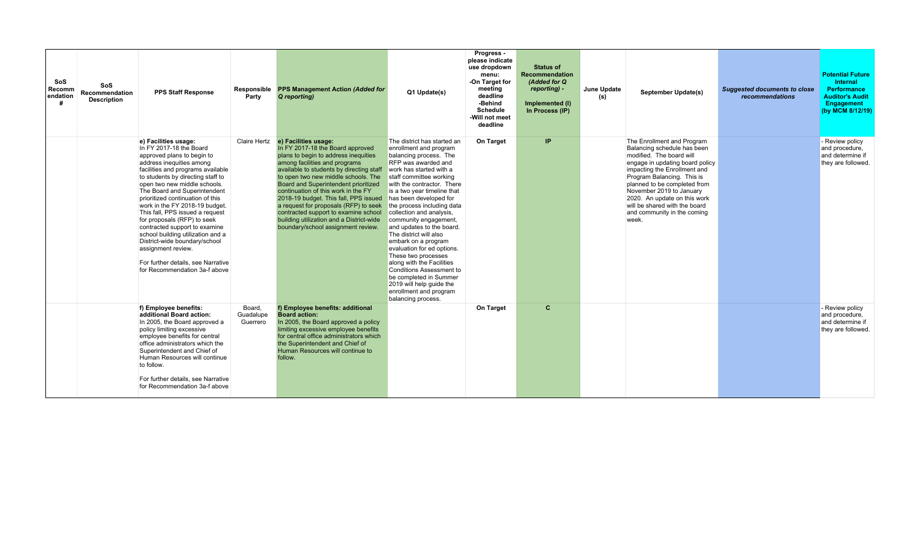| SoS Recommendation # | SoS Recommendation Description | PPS Staff Response | Responsible Party | PPS Management Action *(Added for Q reporting)* | Q1 Update(s) | Progress - please indicate use dropdown menu: -On Target for meeting deadline -Behind Schedule -Will not meet deadline | Status of Recommendation *(Added for Q reporting)* - Implemented (I) In Process (IP) | June Update (s) | September Update(s) | *Suggested documents to close recommendations* | Potential Future Internal Performance Auditor's Audit Engagement (by MCM 8/12/19) |
|---|---|---|---|---|---|---|---|---|---|---|---|
| | | **e) Facilities usage:** In FY 2017-18 the Board approved plans to begin to address inequities among facilities and programs available to students by directing staff to open two new middle schools. The Board and Superintendent prioritized continuation of this work in the FY 2018-19 budget. This fall, PPS issued a request for proposals (RFP) to seek contracted support to examine school building utilization and a District-wide boundary/school assignment review. For further details, see Narrative for Recommendation 3a-f above | Claire Hertz | **e) Facilities usage:** In FY 2017-18 the Board approved plans to begin to address inequities among facilities and programs available to students by directing staff to open two new middle schools. The Board and Superintendent prioritized continuation of this work in the FY 2018-19 budget. This fall, PPS issued a request for proposals (RFP) to seek contracted support to examine school building utilization and a District-wide boundary/school assignment review. | The district has started an enrollment and program balancing process. The RFP was awarded and work has started with a staff committee working with the contractor. There is a two year timeline that has been developed for the process including data collection and analysis, community engagement, and updates to the board. The district will also embark on a program evaluation for ed options. These two processes along with the Facilities Conditions Assessment to be completed in Summer 2019 will help guide the enrollment and program balancing process. | **On Target** | **IP** | | The Enrollment and Program Balancing schedule has been modified. The board will engage in updating board policy impacting the Enrollment and Program Balancing. This is planned to be completed from November 2019 to January 2020. An update on this work will be shared with the board and community in the coming week. | | - Review policy and procedure, and determine if they are followed. |
| | | **f) Employee benefits: additional Board action:** In 2005, the Board approved a policy limiting excessive employee benefits for central office administrators which the Superintendent and Chief of Human Resources will continue to follow. For further details, see Narrative for Recommendation 3a-f above | Board, Guadalupe Guerrero | **f) Employee benefits: additional Board action:** In 2005, the Board approved a policy limiting excessive employee benefits for central office administrators which the Superintendent and Chief of Human Resources will continue to follow. | | **On Target** | **C** | | | | - Review policy and procedure, and determine if they are followed. |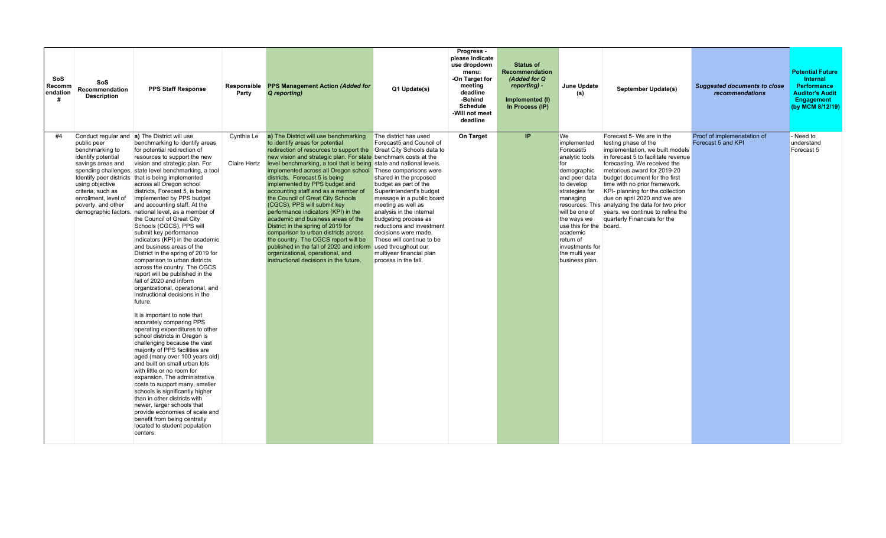| SoS Recommendation # | SoS Recommendation Description | PPS Staff Response | Responsible Party | PPS Management Action *(Added for Q reporting)* | Q1 Update(s) | Progress - please indicate use dropdown menu: -On Target for meeting deadline -Behind Schedule -Will not meet deadline | Status of Recommendation *(Added for Q reporting)* - Implemented (I) In Process (IP) | June Update (s) | September Update(s) | *Suggested documents to close recommendations* | Potential Future Internal Performance Auditor's Audit Engagement (by MCM 8/12/19) |
|---|---|---|---|---|---|---|---|---|---|---|---|
| #4 | Conduct regular and public peer benchmarking to identify potential savings areas and spending challenges. Identify peer districts using objective criteria, such as enrollment, level of poverty, and other demographic factors. | **a)** The District will use benchmarking to identify areas for potential redirection of resources to support the new vision and strategic plan. For state level benchmarking, a tool that is being implemented across all Oregon school districts, Forecast 5, is being implemented by PPS budget and accounting staff. At the national level, as a member of the Council of Great City Schools (CGCS), PPS will submit key performance indicators (KPI) in the academic and business areas of the District in the spring of 2019 for comparison to urban districts across the country. The CGCS report will be published in the fall of 2020 and inform organizational, operational, and instructional decisions in the future.<br><br>It is important to note that accurately comparing PPS operating expenditures to other school districts in Oregon is challenging because the vast majority of PPS facilities are aged (many over 100 years old) and built on small urban lots with little or no room for expansion. The administrative costs to support many, smaller schools is significantly higher than in other districts with newer, larger schools that provide economies of scale and benefit from being centrally located to student population centers. | Cynthia Le<br><br>Claire Hertz | **a)** The District will use benchmarking to identify areas for potential redirection of resources to support the new vision and strategic plan. For state level benchmarking, a tool that is being implemented across all Oregon school districts. Forecast 5 is being implemented by PPS budget and accounting staff and as a member of the Council of Great City Schools (CGCS), PPS will submit key performance indicators (KPI) in the academic and business areas of the District in the spring of 2019 for comparison to urban districts across the country. The CGCS report will be published in the fall of 2020 and inform organizational, operational, and instructional decisions in the future. | The district has used Forecast5 and Council of Great City Schools data to benchmark costs at the state and national levels. These comparisons were shared in the proposed budget as part of the Superintendent's budget message in a public board meeting as well as analysis in the internal budgeting process as reductions and investment decisions were made. These will continue to be used throughout our multiyear financial plan process in the fall. | **On Target** | **IP** | We implemented Forecast5 analytic tools for demographic and peer data to develop strategies for managing resources. This will be one of the ways we use this for the academic return of investments for the multi year business plan. | Forecast 5- We are in the testing phase of the implementation, we built models in forecast 5 to facilitate revenue forecasting. We received the metorious award for 2019-20 budget document for the first time with no prior framework. KPI- planning for the collection due on april 2020 and we are analyzing the data for two prior years. we continue to refine the quarterly Financials for the board. | Proof of implemenatation of Forecast 5 and KPI | - Need to understand Forecast 5 |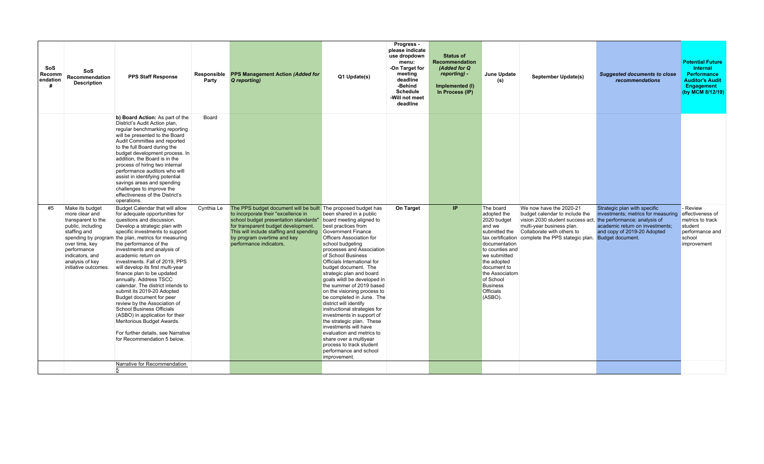| SoS Recommendation # | SoS Recommendation Description | PPS Staff Response | Responsible Party | PPS Management Action *(Added for Q reporting)* | Q1 Update(s) | Progress - please indicate use dropdown menu: -On Target for meeting deadline -Behind Schedule -Will not meet deadline | Status of Recommendation *(Added for Q reporting)* - Implemented (I) In Process (IP) | June Update (s) | September Update(s) | *Suggested documents to close recommendations* | Potential Future Internal Performance Auditor's Audit Engagement (by MCM 8/12/19) |
|---|---|---|---|---|---|---|---|---|---|---|---|
| | | **b) Board Action:** As part of the District's Audit Action plan, regular benchmarking reporting will be presented to the Board Audit Committee and reported to the full Board during the budget development process. In addition, the Board is in the process of hiring two internal performance auditors who will assist in identifying potential savings areas and spending challenges to improve the effectiveness of the District's operations. | Board | | | | | | | | |
| #5 | Make its budget more clear and transparent to the public, including staffing and spending by program over time, key performance indicators, and analysis of key initiative outcomes. | Budget Calendar that will allow for adequate opportunities for questions and discussion. Develop a strategic plan with specific investments to support the plan, metrics for measuring the performance of the investments and analysis of academic return on investments. Fall of 2019, PPS will develop its first multi-year finance plan to be updated annually. Address TSCC calendar. The district intends to submit its 2019-20 Adopted Budget document for peer review by the Association of School Business Officials (ASBO) in application for their Meritorious Budget Awards.<br><br>For further details, see Narrative for Recommendation 5 below. | Cynthia Le | The PPS budget document will be built to incorporate their "excellence in school budget presentation standards" for transparent budget development. This will include staffing and spending by program overtime and key performance indicators. | The proposed budget has been shared in a public board meeting aligned to best practices from Government Finance Officers Association for school budgeting processes and Association of School Business Officials International for budget document. The strategic plan and board goals wildl be developed in the summer of 2019 based on the visioning process to be completed in June. The district will identify instructional strategies for investments in support of the strategic plan. These investments will have evaluation and metrics to share over a multiyear process to track student performance and school improvement. | **On Target** | **IP** | The board adopted the 2020 budget and we submitted the tax certification documentation to counties and we submitted the adopted document to the Associatorn of School Business Officials (ASBO). | We now have the 2020-21 budget calendar to include the vision 2030 student success act, multi-year business plan. Collaborate with others to complete the PPS stategic plan. | Strategic plan with specific investments; metrics for measuring the performance; analysis of academic return on investments; and copy of 2019-20 Adopted Budget document. | - Review effectiveness of metrics to track student performance and school improvement |
| | | Narrative for Recommendation 5 | | | | | | | | | |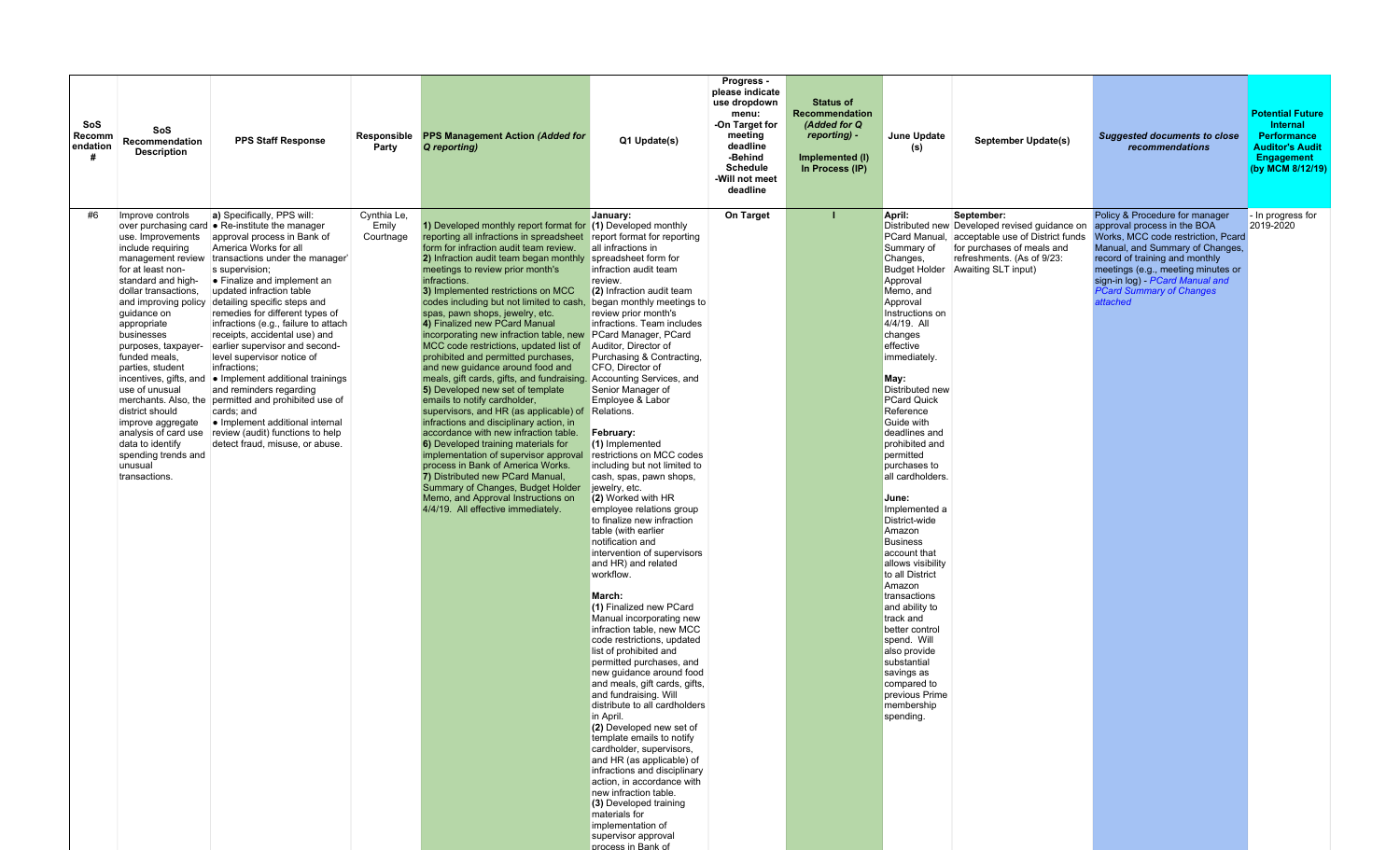| SoS Recommendation # | SoS Recommendation Description | PPS Staff Response | Responsible Party | PPS Management Action *(Added for Q reporting)* | Q1 Update(s) | Progress - please indicate use dropdown menu: -On Target for meeting deadline -Behind Schedule -Will not meet deadline | Status of Recommendation *(Added for Q reporting)* - Implemented (I) In Process (IP) | June Update (s) | September Update(s) | *Suggested documents to close recommendations* | Potential Future Internal Performance Auditor's Audit Engagement (by MCM 8/12/19) |
|---|---|---|---|---|---|---|---|---|---|---|---|
| #6 | Improve controls over purchasing card use. Improvements include requiring management review for at least non-standard and high-dollar transactions, and improving policy guidance on appropriate businesses purposes, taxpayer-funded meals, parties, student incentives, gifts, and use of unusual merchants. Also, the district should improve aggregate analysis of card use data to identify spending trends and unusual transactions. | **a)** Specifically, PPS will: • Re-institute the manager approval process in Bank of America Works for all transactions under the manager's supervision; • Finalize and implement an updated infraction table detailing specific steps and remedies for different types of infractions (e.g., failure to attach receipts, accidental use) and earlier supervisor and second-level supervisor notice of infractions; • Implement additional trainings and reminders regarding permitted and prohibited use of cards; and • Implement additional internal review (audit) functions to help detect fraud, misuse, or abuse. | Cynthia Le, Emily Courtnage | **1)** Developed monthly report format for reporting all infractions in spreadsheet form for infraction audit team review. **2)** Infraction audit team began monthly meetings to review prior month's infractions. **3)** Implemented restrictions on MCC codes including but not limited to cash, spas, pawn shops, jewelry, etc. **4)** Finalized new PCard Manual incorporating new infraction table, new MCC code restrictions, updated list of prohibited and permitted purchases, and new guidance around food and meals, gift cards, gifts, and fundraising. **5)** Developed new set of template emails to notify cardholder, supervisors, and HR (as applicable) of infractions and disciplinary action, in accordance with new infraction table. **6)** Developed training materials for implementation of supervisor approval process in Bank of America Works. **7)** Distributed new PCard Manual, Summary of Changes, Budget Holder Memo, and Approval Instructions on 4/4/19. All effective immediately. | **January:** **(1)** Developed monthly report format for reporting all infractions in spreadsheet form for infraction audit team review. **(2)** Infraction audit team began monthly meetings to review prior month's infractions. Team includes PCard Manager, PCard Auditor, Director of Purchasing & Contracting, CFO, Director of Accounting Services, and Senior Manager of Employee & Labor Relations. **February:** **(1)** Implemented restrictions on MCC codes including but not limited to cash, spas, pawn shops, jewelry, etc. **(2)** Worked with HR employee relations group to finalize new infraction table (with earlier notification and intervention of supervisors and HR) and related workflow. **March:** **(1)** Finalized new PCard Manual incorporating new infraction table, new MCC code restrictions, updated list of prohibited and permitted purchases, and new guidance around food and meals, gift cards, gifts, and fundraising. Will distribute to all cardholders in April. **(2)** Developed new set of template emails to notify cardholder, supervisors, and HR (as applicable) of infractions and disciplinary action, in accordance with new infraction table. **(3)** Developed training materials for implementation of supervisor approval process in Bank of | On Target | I | **April:** Distributed new PCard Manual, Summary of Changes, Budget Holder Approval Memo, and Approval Instructions on 4/4/19. All changes effective immediately. **May:** Distributed new PCard Quick Reference Guide with deadlines and prohibited and permitted purchases to all cardholders. **June:** Implemented a District-wide Amazon Business account that allows visibility to all District Amazon transactions and ability to track and better control spend. Will also provide substantial savings as compared to previous Prime membership spending. | **September:** Developed revised guidance on acceptable use of District funds for purchases of meals and refreshments. (As of 9/23: Awaiting SLT input) | Policy & Procedure for manager approval process in the BOA Works, MCC code restriction, Pcard Manual, and Summary of Changes, record of training and monthly meetings (e.g., meeting minutes or sign-in log) - *PCard Manual and PCard Summary of Changes attached* | - In progress for 2019-2020 |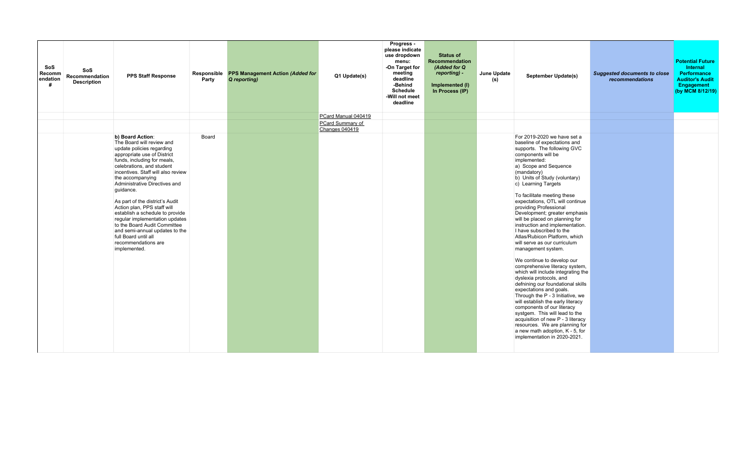| SoS Recommendation # | SoS Recommendation Description | PPS Staff Response | Responsible Party | PPS Management Action *(Added for Q reporting)* | Q1 Update(s) | Progress - please indicate use dropdown menu: -On Target for meeting deadline -Behind Schedule -Will not meet deadline | Status of Recommendation *(Added for Q reporting)* - Implemented (I) In Process (IP) | June Update (s) | September Update(s) | *Suggested documents to close recommendations* | Potential Future Internal Performance Auditor's Audit Engagement (by MCM 8/12/19) |
|---|---|---|---|---|---|---|---|---|---|---|---|
| | | | | | PCard Manual 040419 | | | | | | |
| | | | | | PCard Summary of Changes 040419 | | | | | | |
| | | **b) Board Action**: The Board will review and update policies regarding appropriate use of District funds, including for meals, celebrations, and student incentives. Staff will also review the accompanying Administrative Directives and guidance.<br><br>As part of the district's Audit Action plan, PPS staff will establish a schedule to provide regular implementation updates to the Board Audit Committee and semi-annual updates to the full Board until all recommendations are implemented. | Board | | | | | | For 2019-2020 we have set a baseline of expectations and supports. The following GVC components will be implemented:<br>a) Scope and Sequence (mandatory)<br>b) Units of Study (voluntary)<br>c) Learning Targets<br><br>To facilitate meeting these expectations, OTL will continue providing Professional Development; greater emphasis will be placed on planning for instruction and implementation. I have subscribed to the Atlas/Rubicon Platform, which will serve as our curriculum management system.<br><br>We continue to develop our comprehensive literacy system, which will include integrating the dyslexia protocols, and defining our foundational skills expectations and goals. Through the P - 3 Initiative, we will establish the early literacy components of our literacy systgem. This will lead to the acquisition of new P - 3 literacy resources. We are planning for a new math adoption, K - 5, for implementation in 2020-2021. | | |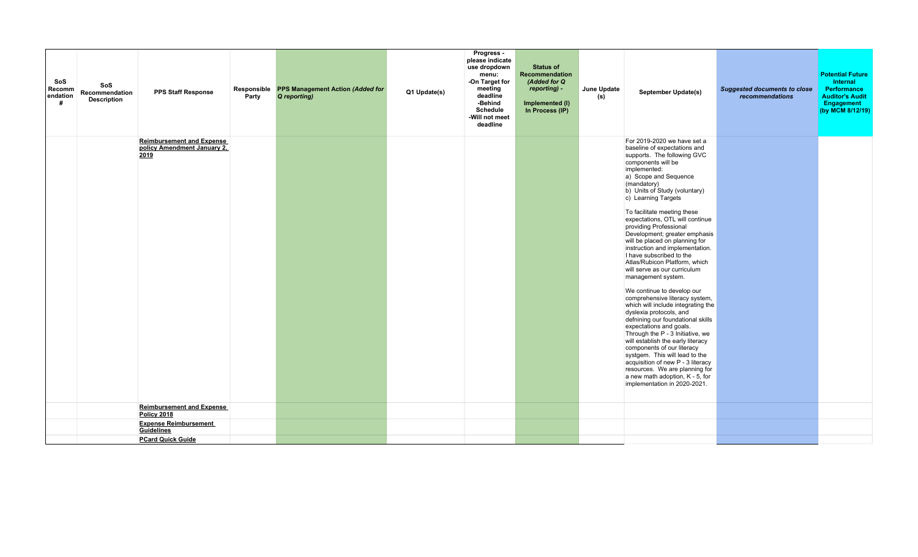| SoS Recommendation # | SoS Recommendation Description | PPS Staff Response | Responsible Party | PPS Management Action *(Added for Q reporting)* | Q1 Update(s) | Progress - please indicate use dropdown menu: -On Target for meeting deadline -Behind Schedule -Will not meet deadline | Status of Recommendation *(Added for Q reporting)* - Implemented (I) In Process (IP) | June Update (s) | September Update(s) | *Suggested documents to close recommendations* | Potential Future Internal Performance Auditor's Audit Engagement (by MCM 8/12/19) |
|---|---|---|---|---|---|---|---|---|---|---|---|
| | | **Reimbursement and Expense policy Amendment January 2, 2019** | | | | | | | For 2019-2020 we have set a baseline of expectations and supports. The following GVC components will be implemented:<br>a) Scope and Sequence (mandatory)<br>b) Units of Study (voluntary)<br>c) Learning Targets<br><br>To facilitate meeting these expectations, OTL will continue providing Professional Development; greater emphasis will be placed on planning for instruction and implementation. I have subscribed to the Atlas/Rubicon Platform, which will serve as our curriculum management system.<br><br>We continue to develop our comprehensive literacy system, which will include integrating the dyslexia protocols, and defnining our foundational skills expectations and goals. Through the P - 3 Initiative, we will establish the early literacy components of our literacy systgem. This will lead to the acquisition of new P - 3 literacy resources. We are planning for a new math adoption, K - 5, for implementation in 2020-2021. | | |
| | | **Reimbursement and Expense Policy 2018** | | | | | | | | | |
| | | **Expense Reimbursement Guidelines** | | | | | | | | | |
| | | **PCard Quick Guide** | | | | | | | | | |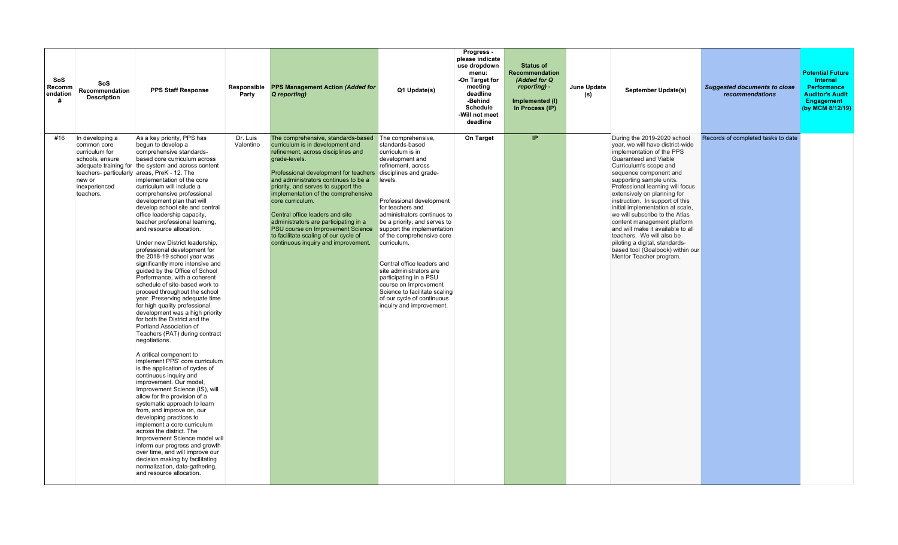| SoS Recommendation # | SoS Recommendation Description | PPS Staff Response | Responsible Party | PPS Management Action *(Added for Q reporting)* | Q1 Update(s) | Progress - please indicate use dropdown menu: -On Target for meeting deadline -Behind Schedule -Will not meet deadline | Status of Recommendation *(Added for Q reporting)* - Implemented (I) In Process (IP) | June Update (s) | September Update(s) | *Suggested documents to close recommendations* | Potential Future Internal Performance Auditor's Audit Engagement (by MCM 8/12/19) |
|---|---|---|---|---|---|---|---|---|---|---|---|
| #16 | In developing a common core curriculum for schools, ensure adequate training for teachers- particularly new or inexperienced teachers. | As a key priority, PPS has begun to develop a comprehensive standards-based core curriculum across the system and across content areas, PreK - 12. The implementation of the core curriculum will include a comprehensive professional development plan that will develop school site and central office leadership capacity, teacher professional learning, and resource allocation.<br><br>Under new District leadership, professional development for the 2018-19 school year was significantly more intensive and guided by the Office of School Performance, with a coherent schedule of site-based work to proceed throughout the school year. Preserving adequate time for high quality professional development was a high priority for both the District and the Portland Association of Teachers (PAT) during contract negotiations.<br><br>A critical component to implement PPS' core curriculum is the application of cycles of continuous inquiry and improvement. Our model, Improvement Science (IS), will allow for the provision of a systematic approach to learn from, and improve on, our developing practices to implement a core curriculum across the district. The Improvement Science model will inform our progress and growth over time, and will improve our decision making by facilitating normalization, data-gathering, and resource allocation. | Dr. Luis Valentino | The comprehensive, standards-based curriculum is in development and refinement, across disciplines and grade-levels.<br><br>Professional development for teachers and administrators continues to be a priority, and serves to support the implementation of the comprehensive core curriculum.<br><br>Central office leaders and site administrators are participating in a PSU course on Improvement Science to facilitate scaling of our cycle of continuous inquiry and improvement. | The comprehensive, standards-based curriculum is in development and refinement, across disciplines and grade-levels.<br><br>Professional development for teachers and administrators continues to be a priority, and serves to support the implementation of the comprehensive core curriculum.<br><br>Central office leaders and site administrators are participating in a PSU course on Improvement Science to facilitate scaling of our cycle of continuous inquiry and improvement. | On Target | IP | | During the 2019-2020 school year, we will have district-wide implementation of the PPS Guaranteed and Viable Curriculum's scope and sequence component and supporting sample units. Professional learning will focus extensively on planning for instruction. In support of this initial implementation at scale, we will subscribe to the Atlas content management platform and will make it available to all teachers. We will also be piloting a digital, standards-based tool (Goalbook) within our Mentor Teacher program. | Records of completed tasks to date | |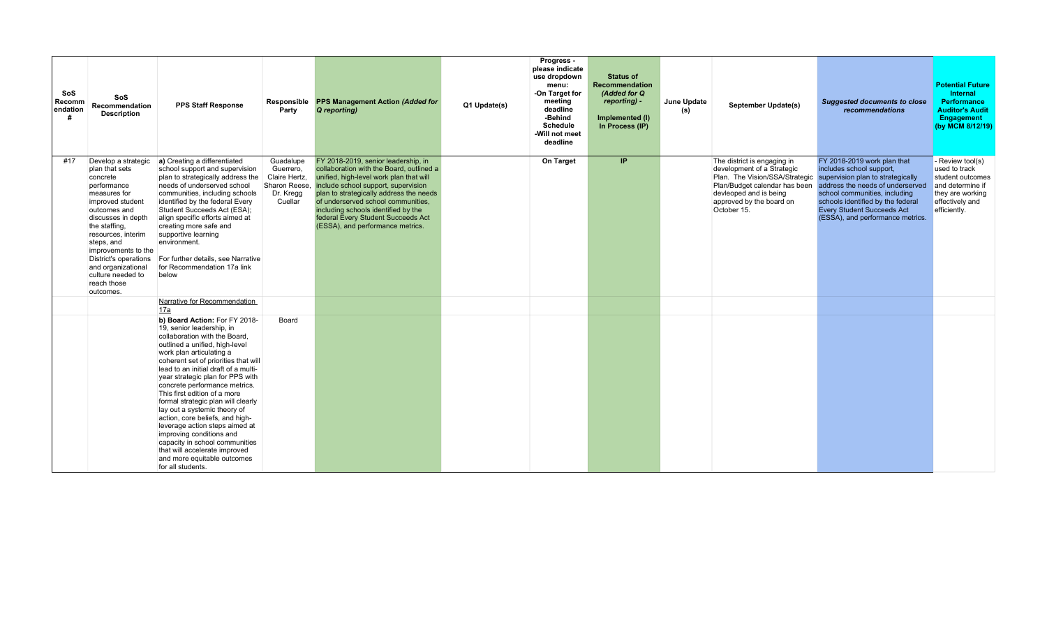| SoS Recommendation # | SoS Recommendation Description | PPS Staff Response | Responsible Party | PPS Management Action *(Added for Q reporting)* | Q1 Update(s) | Progress - please indicate use dropdown menu: -On Target for meeting deadline -Behind Schedule -Will not meet deadline | Status of Recommendation *(Added for Q reporting)* - Implemented (I) In Process (IP) | June Update (s) | September Update(s) | *Suggested documents to close recommendations* | Potential Future Internal Performance Auditor's Audit Engagement (by MCM 8/12/19) |
|---|---|---|---|---|---|---|---|---|---|---|---|
| #17 | Develop a strategic plan that sets concrete performance measures for improved student outcomes and discusses in depth the staffing, resources, interim steps, and improvements to the District's operations and organizational culture needed to reach those outcomes. | **a)** Creating a differentiated school support and supervision plan to strategically address the needs of underserved school communities, including schools identified by the federal Every Student Succeeds Act (ESA); align specific efforts aimed at creating more safe and supportive learning environment.<br><br>For further details, see Narrative for Recommendation 17a link below | Guadalupe Guerrero, Claire Hertz, Sharon Reese, Dr. Kregg Cuellar | FY 2018-2019, senior leadership, in collaboration with the Board, outlined a unified, high-level work plan that will include school support, supervision plan to strategically address the needs of underserved school communities, including schools identified by the federal Every Student Succeeds Act (ESSA), and performance metrics. | | **On Target** | **IP** | | The district is engaging in development of a Strategic Plan. The Vision/SSA/Strategic Plan/Budget calendar has been devleoped and is being approved by the board on October 15. | FY 2018-2019 work plan that includes school support, supervision plan to strategically address the needs of underserved school communities, including schools identified by the federal Every Student Succeeds Act (ESSA), and performance metrics. | - Review tool(s) used to track student outcomes and determine if they are working effectively and efficiently. |
| | | Narrative for Recommendation 17a | | | | | | | | | |
| | | **b) Board Action:** For FY 2018-19, senior leadership, in collaboration with the Board, outlined a unified, high-level work plan articulating a coherent set of priorities that will lead to an initial draft of a multi-year strategic plan for PPS with concrete performance metrics. This first edition of a more formal strategic plan will clearly lay out a systemic theory of action, core beliefs, and high-leverage action steps aimed at improving conditions and capacity in school communities that will accelerate improved and more equitable outcomes for all students. | Board | | | | | | | | |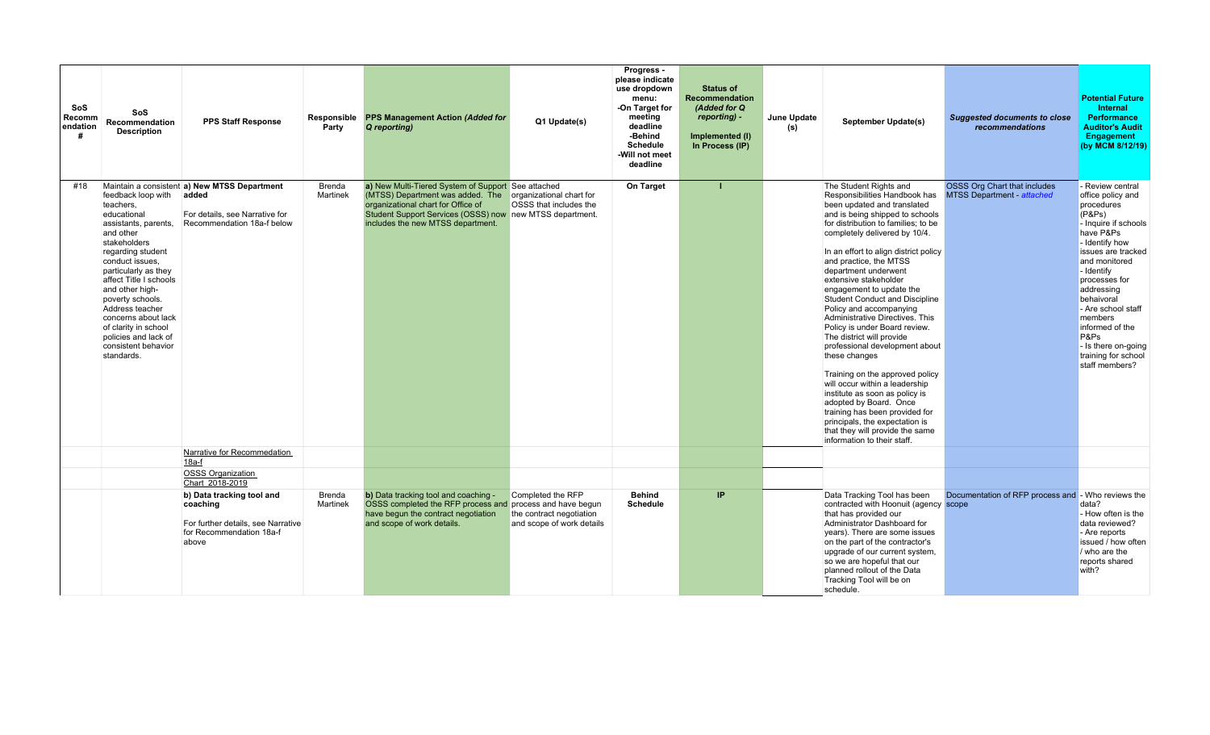| SoS Recommendation # | SoS Recommendation Description | PPS Staff Response | Responsible Party | PPS Management Action *(Added for Q reporting)* | Q1 Update(s) | Progress - please indicate use dropdown menu: -On Target for meeting deadline -Behind Schedule -Will not meet deadline | Status of Recommendation *(Added for Q reporting)* - Implemented (I) In Process (IP) | June Update (s) | September Update(s) | *Suggested documents to close recommendations* | Potential Future Internal Performance Auditor's Audit Engagement (by MCM 8/12/19) |
|---|---|---|---|---|---|---|---|---|---|---|---|
| #18 | Maintain a consistent feedback loop with teachers, educational assistants, parents, and other stakeholders regarding student conduct issues, particularly as they affect Title I schools and other high-poverty schools. Address teacher concerns about lack of clarity in school policies and lack of consistent behavior standards. | **a) New MTSS Department added** For details, see Narrative for Recommendation 18a-f below | Brenda Martinek | **a)** New Multi-Tiered System of Support (MTSS) Department was added. The organizational chart for Office of Student Support Services (OSSS) now includes the new MTSS department. | See attached organizational chart for OSSS that includes the new MTSS department. | **On Target** | **I** | | The Student Rights and Responsibilities Handbook has been updated and translated and is being shipped to schools for distribution to families; to be completely delivered by 10/4. In an effort to align district policy and practice, the MTSS department underwent extensive stakeholder engagement to update the Student Conduct and Discipline Policy and accompanying Administrative Directives. This Policy is under Board review. The district will provide professional development about these changes Training on the approved policy will occur within a leadership institute as soon as policy is adopted by Board. Once training has been provided for principals, the expectation is that they will provide the same information to their staff. | OSSS Org Chart that includes MTSS Department - *attached* | - Review central office policy and procedures (P&Ps) - Inquire if schools have P&Ps - Identify how issues are tracked and monitored - Identify processes for addressing behaivoral - Are school staff members informed of the P&Ps - Is there on-going training for school staff members? |
| | | Narrative for Recommendation 18a-f | | | | | | | | | |
| | | OSSS Organization Chart 2018-2019 | | | | | | | | | |
| | | **b) Data tracking tool and coaching** For further details, see Narrative for Recommendation 18a-f above | Brenda Martinek | **b)** Data tracking tool and coaching - OSSS completed the RFP process and have begun the contract negotiation and scope of work details. | Completed the RFP process and have begun the contract negotiation and scope of work details | **Behind Schedule** | **IP** | | Data Tracking Tool has been contracted with Hoonuit (agency that has provided our Administrator Dashboard for years). There are some issues on the part of the contractor's upgrade of our current system, so we are hopeful that our planned rollout of the Data Tracking Tool will be on schedule. | Documentation of RFP process and scope | - Who reviews the data? - How often is the data reviewed? - Are reports issued / how often / who are the reports shared with? |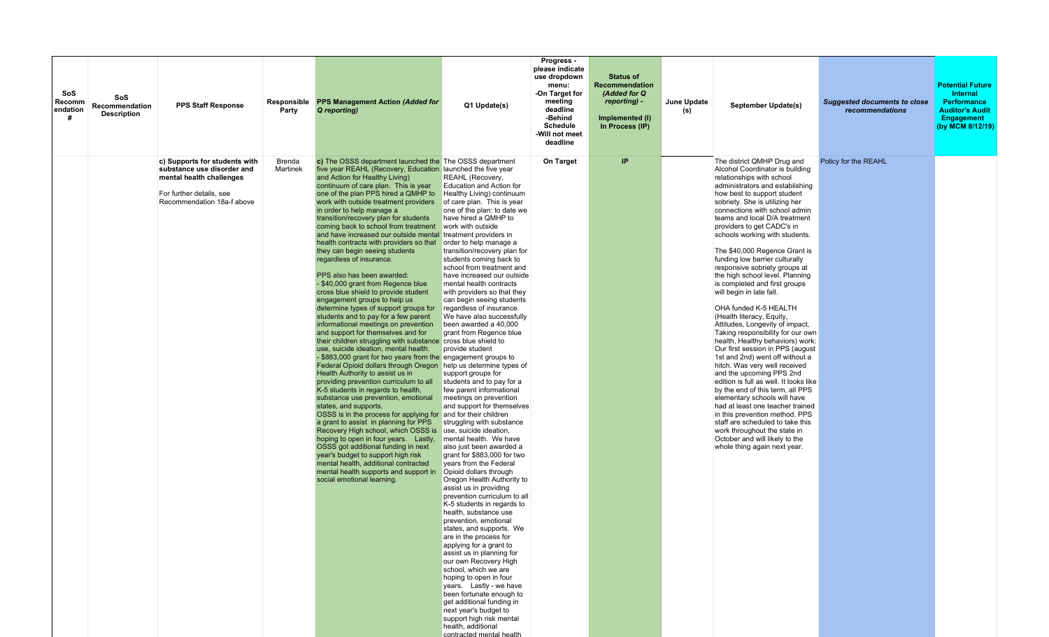| SoS Recommendation # | SoS Recommendation Description | PPS Staff Response | Responsible Party | PPS Management Action *(Added for Q reporting)* | Q1 Update(s) | Progress - please indicate use dropdown menu: -On Target for meeting deadline -Behind Schedule -Will not meet deadline | Status of Recommendation *(Added for Q reporting)* - Implemented (I) In Process (IP) | June Update (s) | September Update(s) | *Suggested documents to close recommendations* | Potential Future Internal Performance Auditor's Audit Engagement (by MCM 8/12/19) |
|---|---|---|---|---|---|---|---|---|---|---|---|
| | | **c) Supports for students with substance use disorder and mental health challenges**<br><br>For further details, see Recommendation 18a-f above | Brenda Martinek | **c)** The OSSS department launched the five year REAHL (Recovery, Education and Action for Healthy Living) continuum of care plan. This is year one of the plan PPS hired a QMHP to work with outside treatment providers in order to help manage a transition/recovery plan for students coming back to school from treatment and have increased our outside mental health contracts with providers so that they can begin seeing students regardless of insurance.<br><br>PPS also has been awarded:<br>- $40,000 grant from Regence blue cross blue shield to provide student engagement groups to help us determine types of support groups for students and to pay for a few parent informational meetings on prevention and support for themselves and for their children struggling with substance use, suicide ideation, mental health.<br>- $883,000 grant for two years from the Federal Opioid dollars through Oregon Health Authority to assist us in providing prevention curriculum to all K-5 students in regards to health, substance use prevention, emotional states, and supports.<br>OSSS is in the process for applying for a grant to assist in planning for PPS Recovery High school, which OSSS is hoping to open in four years. Lastly, OSSS got additional funding in next year's budget to support high risk mental health, additional contracted mental health supports and support in social emotional learning. | The OSSS department launched the five year REAHL (Recovery, Education and Action for Healthy Living) continuum of care plan. This is year one of the plan: to date we have hired a QMHP to work with outside treatment providers in order to help manage a transition/recovery plan for students coming back to school from treatment and have increased our outside mental health contracts with providers so that they can begin seeing students regardless of insurance. We have also successfully been awarded a 40,000 grant from Regence blue cross blue shield to provide student engagement groups to help us determine types of support groups for students and to pay for a few parent informational meetings on prevention and support for themselves and for their children struggling with substance use, suicide ideation, mental health. We have also just been awarded a grant for $883,000 for two years from the Federal Opioid dollars through Oregon Health Authority to assist us in providing prevention curriculum to all K-5 students in regards to health, substance use prevention, emotional states, and supports. We are in the process for applying for a grant to assist us in planning for our own Recovery High school, which we are hoping to open in four years. Lastly - we have been fortunate enough to get additional funding in next year's budget to support high risk mental health, additional contracted mental health | **On Target** | **IP** | | The district QMHP Drug and Alcohol Coordinator is building relationships with school administrators and establishing how best to support student sobriety. She is utilizing her connections with school admin teams and local D/A treatment providers to get CADC's in schools working with students.<br><br>The $40,000 Regence Grant is funding low barrier culturally responsive sobriety groups at the high school level. Planning is completed and first groups will begin in late fall.<br><br>OHA funded K-5 HEALTH (Health literacy, Equity, Attitudes, Longevity of impact, Taking responsibility for our own health, Healthy behaviors) work: Our first session in PPS (august 1st and 2nd) went off without a hitch. Was very well received and the upcoming PPS 2nd edition is full as well. It looks like by the end of this term, all PPS elementary schools will have had at least one teacher trained in this prevention method. PPS staff are scheduled to take this work throughout the state in October and will likely to the whole thing again next year. | Policy for the REAHL | |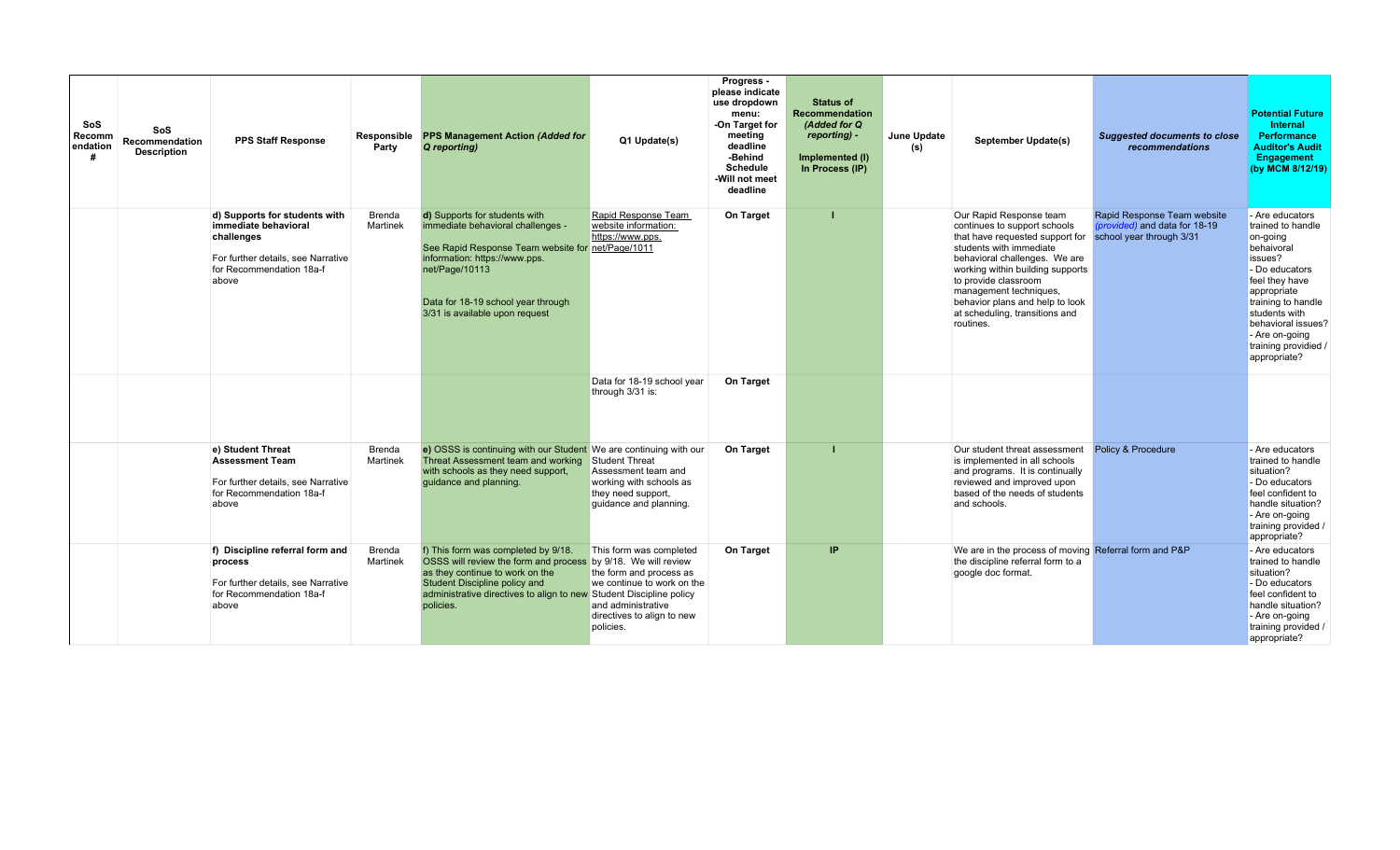| SoS Recommendation # | SoS Recommendation Description | PPS Staff Response | Responsible Party | PPS Management Action *(Added for Q reporting)* | Q1 Update(s) | Progress - please indicate use dropdown menu: -On Target for meeting deadline -Behind Schedule -Will not meet deadline | Status of Recommendation *(Added for Q reporting)* - Implemented (I) In Process (IP) | June Update (s) | September Update(s) | *Suggested documents to close recommendations* | Potential Future Internal Performance Auditor's Audit Engagement (by MCM 8/12/19) |
|---|---|---|---|---|---|---|---|---|---|---|---|
| | | **d) Supports for students with immediate behavioral challenges** For further details, see Narrative for Recommendation 18a-f above | Brenda Martinek | **d)** Supports for students with immediate behavioral challenges - See Rapid Response Team website for information: https://www.pps.net/Page/10113 Data for 18-19 school year through 3/31 is available upon request | Rapid Response Team website information: https://www.pps.net/Page/1011 | **On Target** | **I** | | Our Rapid Response team continues to support schools that have requested support for students with immediate behavioral challenges. We are working within building supports to provide classroom management techniques, behavior plans and help to look at scheduling, transitions and routines. | Rapid Response Team website *(provided)* and data for 18-19 school year through 3/31 | - Are educators trained to handle on-going behaivoral issues? - Do educators feel they have appropriate training to handle students with behavioral issues? - Are on-going training providied / appropriate? |
| | | | | | Data for 18-19 school year through 3/31 is: | **On Target** | | | | | |
| | | **e) Student Threat Assessment Team** For further details, see Narrative for Recommendation 18a-f above | Brenda Martinek | **e)** OSSS is continuing with our Student Threat Assessment team and working with schools as they need support, guidance and planning. | We are continuing with our Student Threat Assessment team and working with schools as they need support, guidance and planning. | **On Target** | **I** | | Our student threat assessment is implemented in all schools and programs. It is continually reviewed and improved upon based of the needs of students and schools. | Policy & Procedure | - Are educators trained to handle situation? - Do educators feel confident to handle situation? - Are on-going training provided / appropriate? |
| | | **f) Discipline referral form and process** For further details, see Narrative for Recommendation 18a-f above | Brenda Martinek | f) This form was completed by 9/18. OSSS will review the form and process as they continue to work on the Student Discipline policy and administrative directives to align to new policies. | This form was completed by 9/18. We will review the form and process as we continue to work on the Student Discipline policy and administrative directives to align to new policies. | **On Target** | **IP** | | We are in the process of moving the discipline referral form to a google doc format. | Referral form and P&P | - Are educators trained to handle situation? - Do educators feel confident to handle situation? - Are on-going training provided / appropriate? |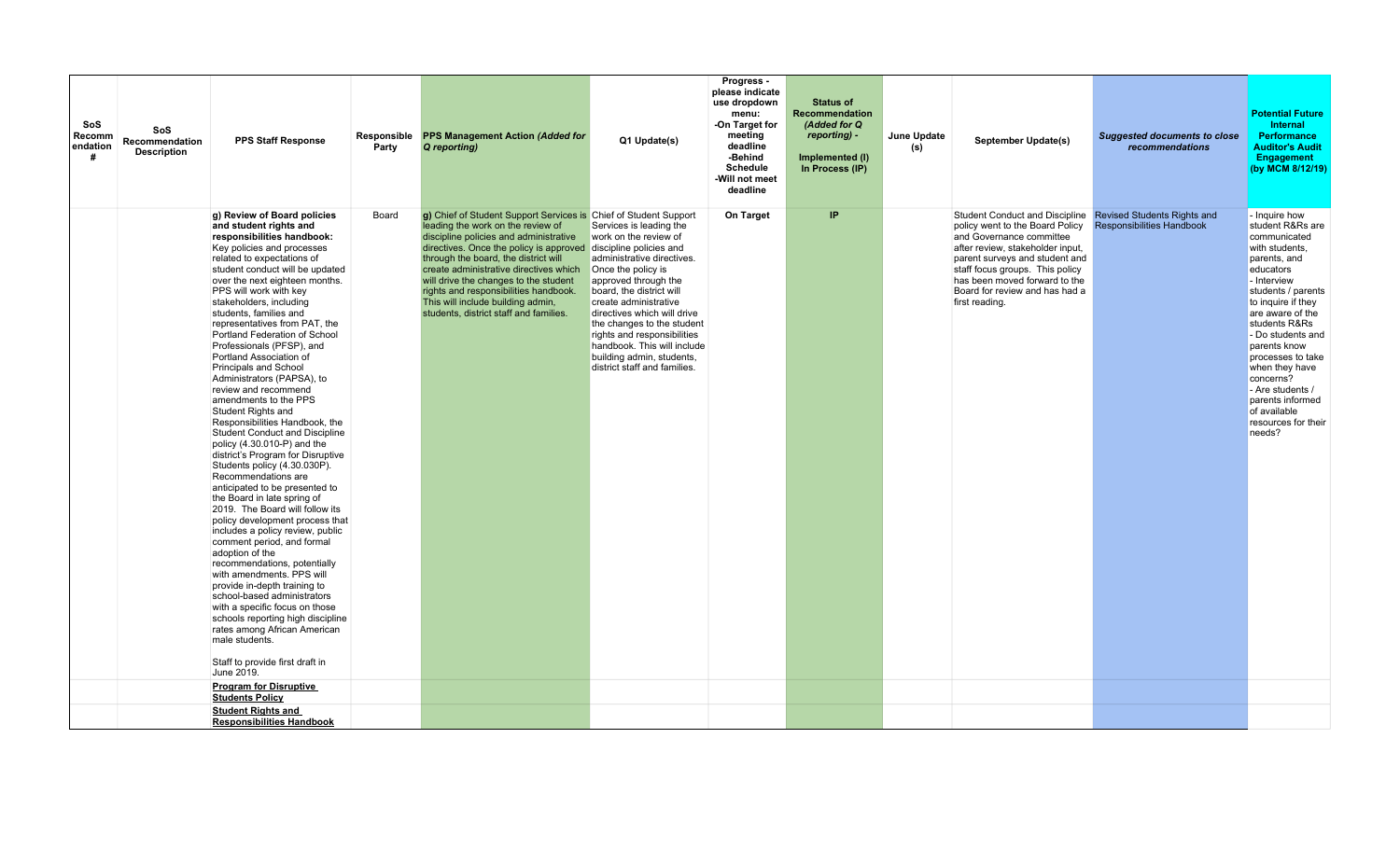| SoS Recommendation # | SoS Recommendation Description | PPS Staff Response | Responsible Party | PPS Management Action *(Added for Q reporting)* | Q1 Update(s) | Progress - please indicate use dropdown menu: -On Target for meeting deadline -Behind Schedule -Will not meet deadline | Status of Recommendation *(Added for Q reporting)* - Implemented (I) In Process (IP) | June Update (s) | September Update(s) | *Suggested documents to close recommendations* | Potential Future Internal Performance Auditor's Audit Engagement (by MCM 8/12/19) |
|---|---|---|---|---|---|---|---|---|---|---|---|
| | | **g) Review of Board policies and student rights and responsibilities handbook:** Key policies and processes related to expectations of student conduct will be updated over the next eighteen months. PPS will work with key stakeholders, including students, families and representatives from PAT, the Portland Federation of School Professionals (PFSP), and Portland Association of Principals and School Administrators (PAPSA), to review and recommend amendments to the PPS Student Rights and Responsibilities Handbook, the Student Conduct and Discipline policy (4.30.010-P) and the district's Program for Disruptive Students policy (4.30.030P). Recommendations are anticipated to be presented to the Board in late spring of 2019. The Board will follow its policy development process that includes a policy review, public comment period, and formal adoption of the recommendations, potentially with amendments. PPS will provide in-depth training to school-based administrators with a specific focus on those schools reporting high discipline rates among African American male students.<br><br>Staff to provide first draft in June 2019. | Board | g) Chief of Student Support Services is leading the work on the review of discipline policies and administrative directives. Once the policy is approved through the board, the district will create administrative directives which will drive the changes to the student rights and responsibilities handbook. This will include building admin, students, district staff and families. | Chief of Student Support Services is leading the work on the review of discipline policies and administrative directives. Once the policy is approved through the board, the district will create administrative directives which will drive the changes to the student rights and responsibilities handbook. This will include building admin, students, district staff and families. | **On Target** | **IP** | | Student Conduct and Discipline policy went to the Board Policy and Governance committee after review, stakeholder input, parent surveys and student and staff focus groups. This policy has been moved forward to the Board for review and has had a first reading. | Revised Students Rights and Responsibilities Handbook | - Inquire how student R&Rs are communicated with students, parents, and educators<br>- Interview students / parents to inquire if they are aware of the students R&Rs<br>- Do students and parents know processes to take when they have concerns?<br>- Are students / parents informed of available resources for their needs? |
| | | **Program for Disruptive Students Policy** | | | | | | | | | |
| | | **Student Rights and Responsibilities Handbook** | | | | | | | | | |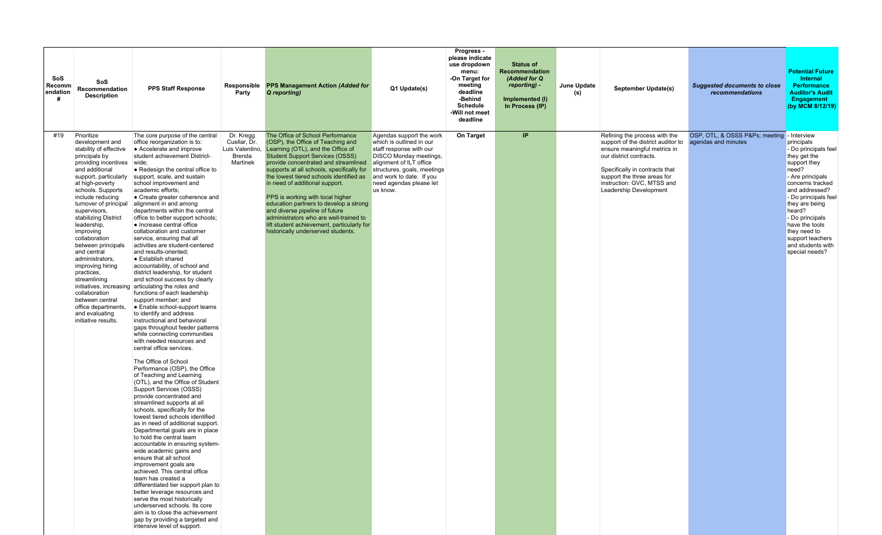| SoS Recommendation # | SoS Recommendation Description | PPS Staff Response | Responsible Party | PPS Management Action *(Added for Q reporting)* | Q1 Update(s) | Progress - please indicate use dropdown menu: -On Target for meeting deadline -Behind Schedule -Will not meet deadline | Status of Recommendation *(Added for Q reporting)* - Implemented (I) In Process (IP) | June Update (s) | September Update(s) | *Suggested documents to close recommendations* | Potential Future Internal Performance Auditor's Audit Engagement (by MCM 8/12/19) |
|---|---|---|---|---|---|---|---|---|---|---|---|
| #19 | Prioritize development and stability of effective principals by providing incentives and additional support, particularly at high-poverty schools. Supports include reducing turnover of principal supervisors, stabilizing District leadership, improving collaboration between principals and central administrators, improving hiring practices, streamlining initiatives, increasing collaboration between central office departments, and evaluating initiative results. | The core purpose of the central office reorganization is to:<br>• Accelerate and improve student achievement District-wide;<br>• Redesign the central office to support, scale, and sustain school improvement and academic efforts;<br>• Create greater coherence and alignment in and among departments within the central office to better support schools;<br>• Increase central office collaboration and customer service, ensuring that all activities are student-centered and results-oriented;<br>• Establish shared accountability, of school and district leadership, for student and school success by clearly articulating the roles and functions of each leadership support member; and<br>• Enable school-support teams to identify and address instructional and behavioral gaps throughout feeder patterns while connecting communities with needed resources and central office services.<br><br>The Office of School Performance (OSP), the Office of Teaching and Learning (OTL), and the Office of Student Support Services (OSSS) provide concentrated and streamlined supports at all schools, specifically for the lowest tiered schools identified as in need of additional support. Departmental goals are in place to hold the central team accountable in ensuring system-wide academic gains and ensure that all school improvement goals are achieved. This central office team has created a differentiated tier support plan to better leverage resources and serve the most historically underserved schools. Its core aim is to close the achievement gap by providing a targeted and intensive level of support. | Dr. Kregg Cuellar, Dr. Luis Valentino, Brenda Martinek | The Office of School Performance (OSP), the Office of Teaching and Learning (OTL), and the Office of Student Support Services (OSSS) provide concentrated and streamlined supports at all schools, specifically for the lowest tiered schools identified as in need of additional support.<br><br>PPS is working with local higher education partners to develop a strong and diverse pipeline of future administrators who are well-trained to lift student achievement, particularly for historically underserved students. | Agendas support the work which is outlined in our staff response with our DISCO Monday meetings, alignment of ILT office structures, goals, meetings and work to date. If you need agendas please let us know. | On Target | IP | | Refining the process with the support of the district auditor to ensure meaningful metrics in our district contracts.<br><br>Specifically in contracts that support the three areas for instruction: GVC, MTSS and Leadership Development | OSP, OTL, & OSSS P&Ps; meeting agendas and minutes | - Interview principals<br>- Do principals feel they get the support they need?<br>- Are principals concerns tracked and addressed?<br>- Do principals feel they are being heard?<br>- Do principals have the tools they need to support teachers and students with special needs? |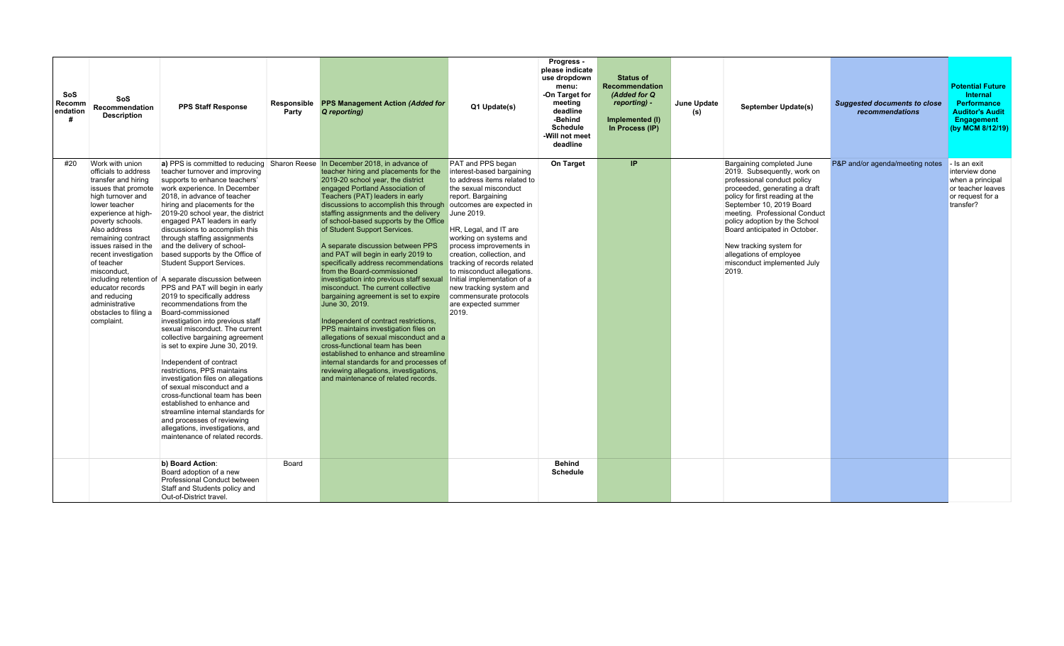| SoS Recommendation # | SoS Recommendation Description | PPS Staff Response | Responsible Party | PPS Management Action *(Added for Q reporting)* | Q1 Update(s) | Progress - please indicate use dropdown menu: -On Target for meeting deadline -Behind Schedule -Will not meet deadline | Status of Recommendation *(Added for Q reporting)* - Implemented (I) In Process (IP) | June Update (s) | September Update(s) | *Suggested documents to close recommendations* | Potential Future Internal Performance Auditor's Audit Engagement (by MCM 8/12/19) |
|---|---|---|---|---|---|---|---|---|---|---|---|
| #20 | Work with union officials to address transfer and hiring issues that promote high turnover and lower teacher experience at high-poverty schools. Also address remaining contract issues raised in the recent investigation of teacher misconduct, including retention of educator records and reducing administrative obstacles to filing a complaint. | **a)** PPS is committed to reducing teacher turnover and improving supports to enhance teachers' work experience. In December 2018, in advance of teacher hiring and placements for the 2019-20 school year, the district engaged PAT leaders in early discussions to accomplish this through staffing assignments and the delivery of school-based supports by the Office of Student Support Services.<br><br>A separate discussion between PPS and PAT will begin in early 2019 to specifically address recommendations from the Board-commissioned investigation into previous staff sexual misconduct. The current collective bargaining agreement is set to expire June 30, 2019.<br><br>Independent of contract restrictions, PPS maintains investigation files on allegations of sexual misconduct and a cross-functional team has been established to enhance and streamline internal standards for and processes of reviewing allegations, investigations, and maintenance of related records. | Sharon Reese | In December 2018, in advance of teacher hiring and placements for the 2019-20 school year, the district engaged Portland Association of Teachers (PAT) leaders in early discussions to accomplish this through staffing assignments and the delivery of school-based supports by the Office of Student Support Services.<br><br>A separate discussion between PPS and PAT will begin in early 2019 to specifically address recommendations from the Board-commissioned investigation into previous staff sexual misconduct. The current collective bargaining agreement is set to expire June 30, 2019.<br><br>Independent of contract restrictions, PPS maintains investigation files on allegations of sexual misconduct and a cross-functional team has been established to enhance and streamline internal standards for and processes of reviewing allegations, investigations, and maintenance of related records. | PAT and PPS began interest-based bargaining to address items related to the sexual misconduct report. Bargaining outcomes are expected in June 2019.<br><br>HR, Legal, and IT are working on systems and process improvements in creation, collection, and tracking of records related to misconduct allegations. Initial implementation of a new tracking system and commensurate protocols are expected summer 2019. | On Target | IP | | Bargaining completed June 2019. Subsequently, work on professional conduct policy proceeded, generating a draft policy for first reading at the September 10, 2019 Board meeting. Professional Conduct policy adoption by the School Board anticipated in October.<br><br>New tracking system for allegations of employee misconduct implemented July 2019. | P&P and/or agenda/meeting notes | - Is an exit interview done when a principal or teacher leaves or request for a transfer? |
| | | **b) Board Action**:<br>Board adoption of a new Professional Conduct between Staff and Students policy and Out-of-District travel. | Board | | | Behind Schedule | | | | | |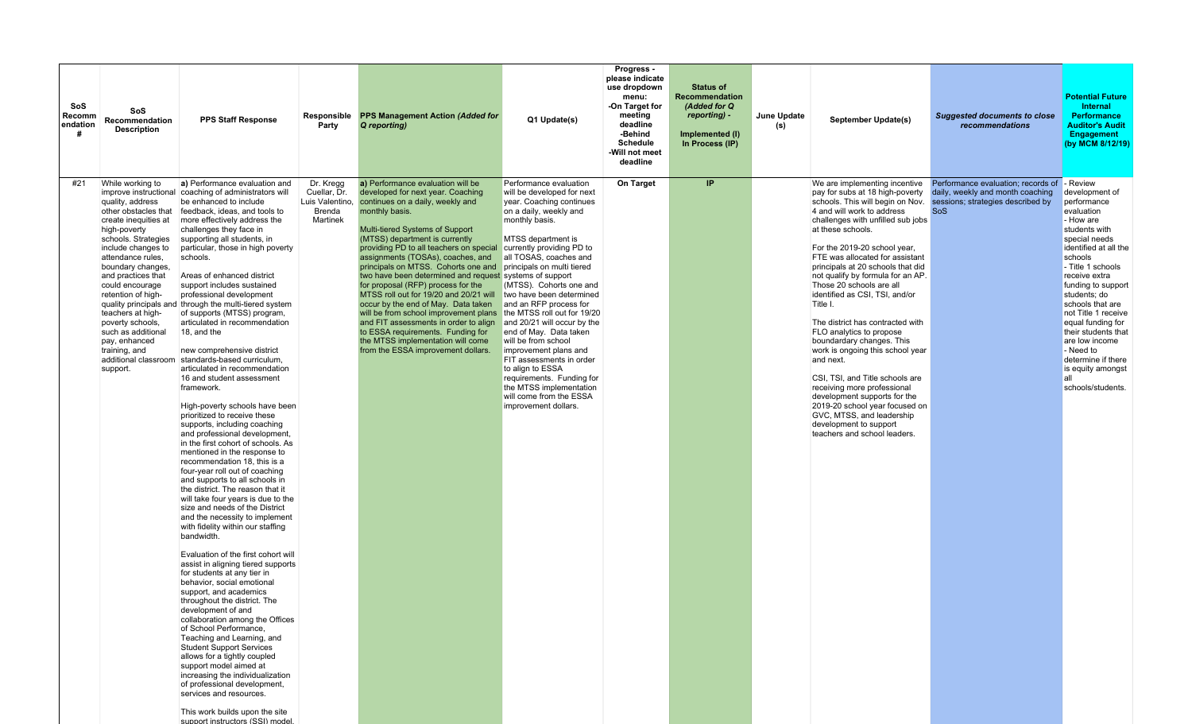| SoS Recommendation # | SoS Recommendation Description | PPS Staff Response | Responsible Party | PPS Management Action *(Added for Q reporting)* | Q1 Update(s) | Progress - please indicate use dropdown menu: -On Target for meeting deadline -Behind Schedule -Will not meet deadline | Status of Recommendation *(Added for Q reporting) -* Implemented (I) In Process (IP) | June Update (s) | September Update(s) | *Suggested documents to close recommendations* | Potential Future Internal Performance Auditor's Audit Engagement (by MCM 8/12/19) |
|---|---|---|---|---|---|---|---|---|---|---|---|
| #21 | While working to improve instructional quality, address other obstacles that create inequities at high-poverty schools. Strategies include changes to attendance rules, boundary changes, and practices that could encourage retention of high-quality principals and teachers at high-poverty schools, such as additional pay, enhanced training, and additional classroom support. | **a)** Performance evaluation and coaching of administrators will be enhanced to include feedback, ideas, and tools to more effectively address the challenges they face in supporting all students, in particular, those in high poverty schools.<br><br>Areas of enhanced district support includes sustained professional development through the multi-tiered system of supports (MTSS) program, articulated in recommendation 18, and the<br><br>new comprehensive district standards-based curriculum, articulated in recommendation 16 and student assessment framework.<br><br>High-poverty schools have been prioritized to receive these supports, including coaching and professional development, in the first cohort of schools. As mentioned in the response to recommendation 18, this is a four-year roll out of coaching and supports to all schools in the district. The reason that it will take four years is due to the size and needs of the District and the necessity to implement with fidelity within our staffing bandwidth.<br><br>Evaluation of the first cohort will assist in aligning tiered supports for students at any tier in behavior, social emotional support, and academics throughout the district. The development of and collaboration among the Offices of School Performance, Teaching and Learning, and Student Support Services allows for a tightly coupled support model aimed at increasing the individualization of professional development, services and resources.<br><br>This work builds upon the site support instructors (SSI) model, | Dr. Kregg Cuellar, Dr. Luis Valentino, Brenda Martinek | **a)** Performance evaluation will be developed for next year. Coaching continues on a daily, weekly and monthly basis.<br><br>Multi-tiered Systems of Support (MTSS) department is currently providing PD to all teachers on special assignments (TOSAs), coaches, and principals on MTSS. Cohorts one and two have been determined and request for proposal (RFP) process for the MTSS roll out for 19/20 and 20/21 will occur by the end of May. Data taken will be from school improvement plans and FIT assessments in order to align to ESSA requirements. Funding for the MTSS implementation will come from the ESSA improvement dollars. | Performance evaluation will be developed for next year. Coaching continues on a daily, weekly and monthly basis.<br><br>MTSS department is currently providing PD to all TOSAS, coaches and principals on multi tiered systems of support (MTSS). Cohorts one and two have been determined and an RFP process for the MTSS roll out for 19/20 and 20/21 will occur by the end of May. Data taken will be from school improvement plans and FIT assessments in order to align to ESSA requirements. Funding for the MTSS implementation will come from the ESSA improvement dollars. | **On Target** | **IP** | | We are implementing incentive pay for subs at 18 high-poverty schools. This will begin on Nov. 4 and will work to address challenges with unfilled sub jobs at these schools.<br><br>For the 2019-20 school year, FTE was allocated for assistant principals at 20 schools that did not qualify by formula for an AP. Those 20 schools are all identified as CSI, TSI, and/or Title I.<br><br>The district has contracted with FLO analytics to propose boundardary changes. This work is ongoing this school year and next.<br><br>CSI, TSI, and Title schools are receiving more professional development supports for the 2019-20 school year focused on GVC, MTSS, and leadership development to support teachers and school leaders. | Performance evaluation; records of daily, weekly and month coaching sessions; strategies described by SoS | - Review development of performance evaluation<br>- How are students with special needs identified at all the schools<br>- Title 1 schools receive extra funding to support students; do schools that are not Title 1 receive equal funding for their students that are low income<br>- Need to determine if there is equity amongst all schools/students. |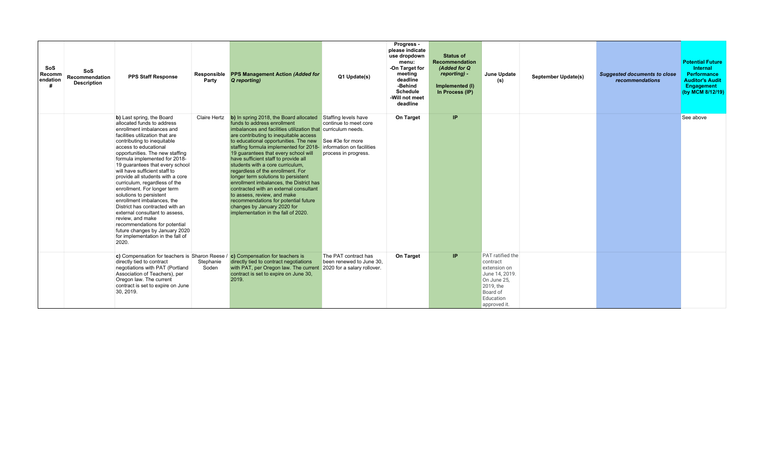| SoS Recommendation # | SoS Recommendation Description | PPS Staff Response | Responsible Party | PPS Management Action *(Added for Q reporting)* | Q1 Update(s) | Progress - please indicate use dropdown menu: -On Target for meeting deadline -Behind Schedule -Will not meet deadline | Status of Recommendation *(Added for Q reporting)* - Implemented (I) In Process (IP) | June Update (s) | September Update(s) | *Suggested documents to close recommendations* | Potential Future Internal Performance Auditor's Audit Engagement (by MCM 8/12/19) |
|---|---|---|---|---|---|---|---|---|---|---|---|
| | | **b)** Last spring, the Board allocated funds to address enrollment imbalances and facilities utilization that are contributing to inequitable access to educational opportunities. The new staffing formula implemented for 2018-19 guarantees that every school will have sufficient staff to provide all students with a core curriculum, regardless of the enrollment. For longer term solutions to persistent enrollment imbalances, the District has contracted with an external consultant to assess, review, and make recommendations for potential future changes by January 2020 for implementation in the fall of 2020. | Claire Hertz | **b)** In spring 2018, the Board allocated funds to address enrollment imbalances and facilities utilization that are contributing to inequitable access to educational opportunities. The new staffing formula implemented for 2018-19 guarantees that every school will have sufficient staff to provide all students with a core curriculum, regardless of the enrollment. For longer term solutions to persistent enrollment imbalances, the District has contracted with an external consultant to assess, review, and make recommendations for potential future changes by January 2020 for implementation in the fall of 2020. | Staffing levels have continue to meet core curriculum needs. See #3e for more information on facilities process in progress. | **On Target** | **IP** | | | | See above |
| | | **c)** Compensation for teachers is directly tied to contract negotiations with PAT (Portland Association of Teachers), per Oregon law. The current contract is set to expire on June 30, 2019. | Sharon Reese / Stephanie Soden | **c)** Compensation for teachers is directly tied to contract negotiations with PAT, per Oregon law. The current contract is set to expire on June 30, 2019. | The PAT contract has been renewed to June 30, 2020 for a salary rollover. | **On Target** | **IP** | PAT ratified the contract extension on June 14, 2019. On June 25, 2019, the Board of Education approved it. | | | |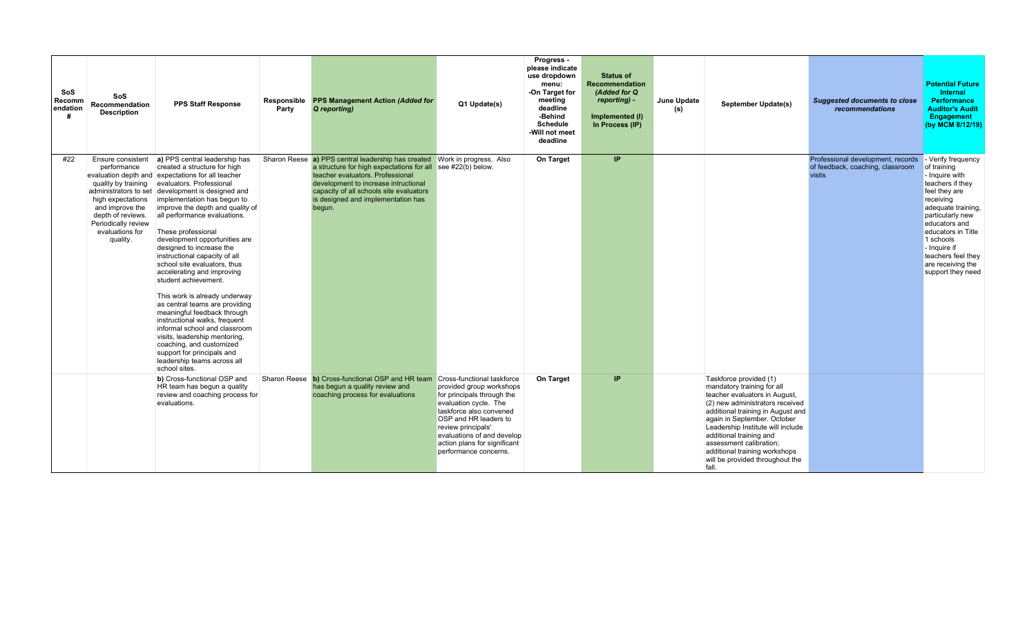| SoS Recommendation # | SoS Recommendation Description | PPS Staff Response | Responsible Party | PPS Management Action *(Added for Q reporting)* | Q1 Update(s) | Progress - please indicate use dropdown menu: -On Target for meeting deadline -Behind Schedule -Will not meet deadline | Status of Recommendation *(Added for Q reporting)* - Implemented (I) In Process (IP) | June Update (s) | September Update(s) | *Suggested documents to close recommendations* | Potential Future Internal Performance Auditor's Audit Engagement (by MCM 8/12/19) |
|---|---|---|---|---|---|---|---|---|---|---|---|
| #22 | Ensure consistent performance evaluation depth and quality by training administrators to set high expectations and improve the depth of reviews. Periodically review evaluations for quality. | **a)** PPS central leadership has created a structure for high expectations for all teacher evaluators. Professional development is designed and implementation has begun to improve the depth and quality of all performance evaluations.<br><br>These professional development opportunities are designed to increase the instructional capacity of all school site evaluators, thus accelerating and improving student achievement.<br><br>This work is already underway as central teams are providing meaningful feedback through instructional walks, frequent informal school and classroom visits, leadership mentoring, coaching, and customized support for principals and leadership teams across all school sites. | Sharon Reese | **a)** PPS central leadership has created a structure for high expectations for all teacher evaluators. Professional development to increase intructional capacity of all schools site evaluators is designed and implementation has begun. | Work in progress. Also see #22(b) below. | **On Target** | **IP** | | | Professional development, records of feedback, coaching, classroom visits | - Verify frequency of training<br>- Inquire with teachers if they feel they are receiving adequate training, particularly new educators and educators in Title 1 schools<br>- Inquire if teachers feel they are receiving the support they need |
| | | **b)** Cross-functional OSP and HR team has begun a quality review and coaching process for evaluations. | Sharon Reese | **b)** Cross-functional OSP and HR team has begun a quality review and coaching process for evaluations | Cross-functional taskforce provided group workshops for principals through the evaluation cycle. The taskforce also convened OSP and HR leaders to review principals' evaluations of and develop action plans for significant performance concerns. | **On Target** | **IP** | | Taskforce provided (1) mandatory training for all teacher evaluators in August, (2) new administrators received additional training in August and again in September. October Leadership Institute will include additional training and assessment calibration; additional training workshops will be provided throughout the fall. | | |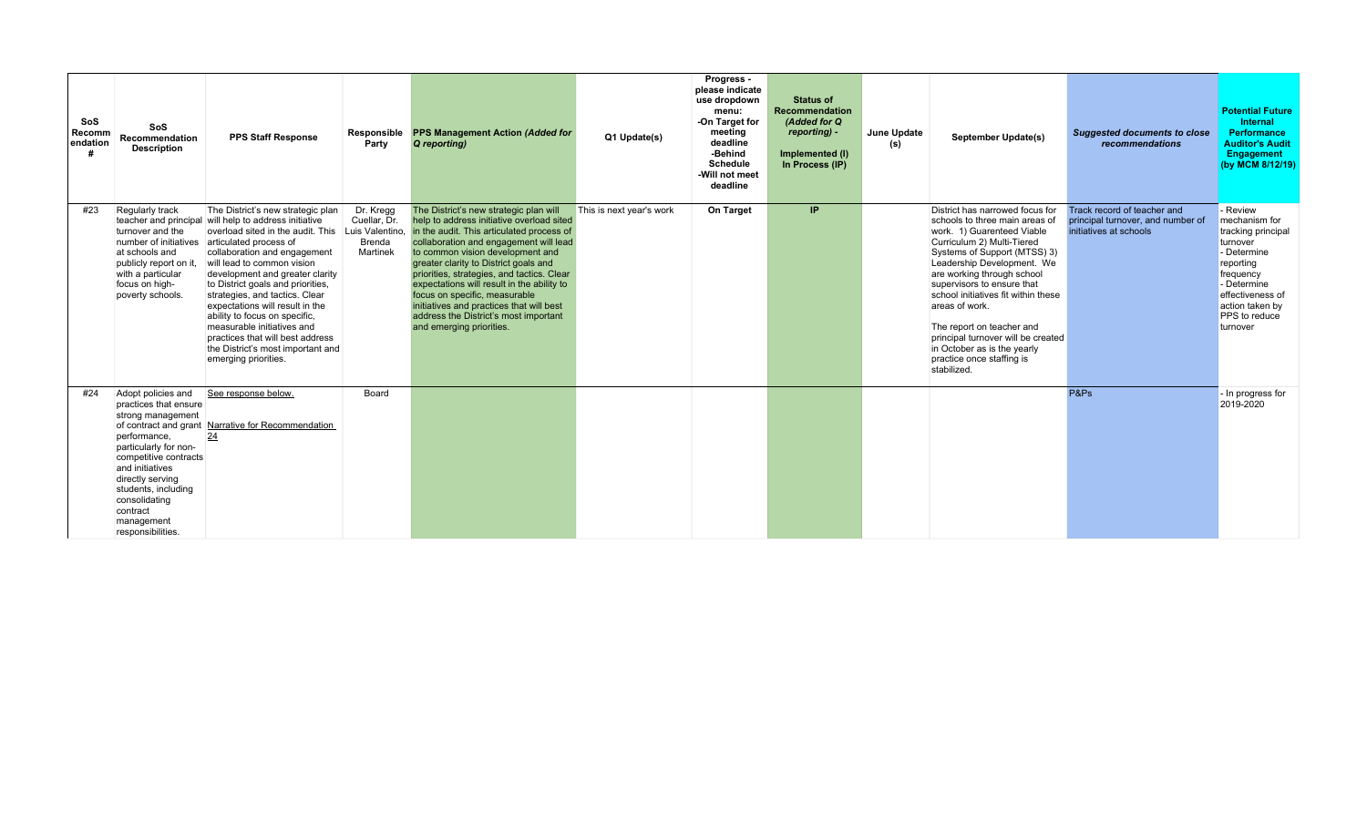| SoS Recommendation # | SoS Recommendation Description | PPS Staff Response | Responsible Party | PPS Management Action *(Added for Q reporting)* | Q1 Update(s) | Progress - please indicate use dropdown menu: -On Target for meeting deadline -Behind Schedule -Will not meet deadline | Status of Recommendation *(Added for Q reporting)* - Implemented (I) In Process (IP) | June Update (s) | September Update(s) | *Suggested documents to close recommendations* | Potential Future Internal Performance Auditor's Audit Engagement (by MCM 8/12/19) |
|---|---|---|---|---|---|---|---|---|---|---|---|
| #23 | Regularly track teacher and principal turnover and the number of initiatives at schools and publicly report on it, with a particular focus on high-poverty schools. | The District's new strategic plan will help to address initiative overload sited in the audit. This articulated process of collaboration and engagement will lead to common vision development and greater clarity to District goals and priorities, strategies, and tactics. Clear expectations will result in the ability to focus on specific, measurable initiatives and practices that will best address the District's most important and emerging priorities. | Dr. Kregg Cuellar, Dr. Luis Valentino, Brenda Martinek | The District's new strategic plan will help to address initiative overload sited in the audit. This articulated process of collaboration and engagement will lead to common vision development and greater clarity to District goals and priorities, strategies, and tactics. Clear expectations will result in the ability to focus on specific, measurable initiatives and practices that will best address the District's most important and emerging priorities. | This is next year's work | **On Target** | **IP** | | District has narrowed focus for schools to three main areas of work. 1) Guarenteed Viable Curriculum 2) Multi-Tiered Systems of Support (MTSS) 3) Leadership Development. We are working through school supervisors to ensure that school initiatives fit within these areas of work.<br><br>The report on teacher and principal turnover will be created in October as is the yearly practice once staffing is stabilized. | Track record of teacher and principal turnover, and number of initiatives at schools | - Review mechanism for tracking principal turnover<br>- Determine reporting frequency<br>- Determine effectiveness of action taken by PPS to reduce turnover |
| #24 | Adopt policies and practices that ensure strong management of contract and grant performance, particularly for non-competitive contracts and initiatives directly serving students, including consolidating contract management responsibilities. | See response below.<br><br>Narrative for Recommendation 24 | Board | | | | | | | P&Ps | - In progress for 2019-2020 |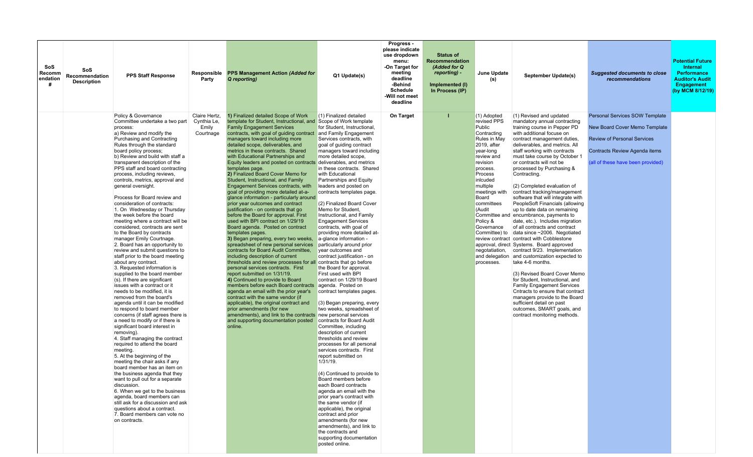| SoS Recommendation # | SoS Recommendation Description | PPS Staff Response | Responsible Party | PPS Management Action *(Added for Q reporting)* | Q1 Update(s) | Progress - please indicate use dropdown menu: -On Target for meeting deadline -Behind Schedule -Will not meet deadline | Status of Recommendation *(Added for Q reporting)* - Implemented (I) In Process (IP) | June Update (s) | September Update(s) | *Suggested documents to close recommendations* | Potential Future Internal Performance Auditor's Audit Engagement (by MCM 8/12/19) |
|---|---|---|---|---|---|---|---|---|---|---|---|
| | | Policy & Governance Committee undertake a two part process:<br>a) Review and modify the Purchasing and Contracting Rules through the standard board policy process;<br>b) Review and build with staff a transparent description of the PPS staff and board contracting process, including reviews, controls, metrics, approval and general oversight.<br><br>Process for Board review and consideration of contracts:<br>1. On Wednesday or Thursday the week before the board meeting where a contract will be considered, contracts are sent to the Board by contracts manager Emily Courtnage.<br>2. Board has an opportunity to review and submit questions to staff prior to the board meeting about any contract.<br>3. Requested information is supplied to the board member (s). If there are significant issues with a contract or it needs to be modified, it is removed from the board's agenda until it can be modified to respond to board member concerns (if staff agrees there is a need to modify or if there is significant board interest in removing).<br>4. Staff managing the contract required to attend the board meeting.<br>5. At the beginning of the meeting the chair asks if any board member has an item on the business agenda that they want to pull out for a separate discussion.<br>6. When we get to the business agenda, board members can still ask for a discussion and ask questions about a contract.<br>7. Board members can vote no on contracts. | Claire Hertz, Cynthia Le, Emily Courtnage | **1)** Finalized detailed Scope of Work template for Student, Instructional, and Family Engagement Services contracts, with goal of guiding contract managers toward including more detailed scope, deliverables, and metrics in these contracts. Shared with Educational Partnerships and Equity leaders and posted on contracts templates page.<br>**2)** Finalized Board Cover Memo for Student, Instructional, and Family Engagement Services contracts, with goal of providing more detailed at-a-glance information - particularly around prior year outcomes and contract justification - on contracts that go before the Board for approval. First used with BPI contract on 1/29/19 Board agenda. Posted on contract templates pages.<br>**3)** Began preparing, every two weeks, spreadsheet of new personal services contracts for Board Audit Committee, including description of current thresholds and review processes for all personal services contracts. First report submitted on 1/31/19.<br>**4)** Continued to provide to Board members before each Board contracts agenda an email with the prior year's contract with the same vendor (if applicable), the original contract and prior amendments (for new amendments), and link to the contracts and supporting documentation posted online. | (1) Finalized detailed Scope of Work template for Student, Instructional, and Family Engagement Services contracts, with goal of guiding contract managers toward including more detailed scope, deliverables, and metrics in these contracts. Shared with Educational Partnerships and Equity leaders and posted on contracts templates page.<br><br>(2) Finalized Board Cover Memo for Student, Instructional, and Family Engagement Services contracts, with goal of providing more detailed at-a-glance information - particularly around prior year outcomes and contract justification - on contracts that go before the Board for approval. First used with BPI contract on 1/29/19 Board agenda. Posted on contract templates pages.<br><br>(3) Began preparing, every two weeks, spreadsheet of new personal services contracts for Board Audit Committee, including description of current thresholds and review processes for all personal services contracts. First report submitted on 1/31/19.<br><br>(4) Continued to provide to Board members before each Board contracts agenda an email with the prior year's contract with the same vendor (if applicable), the original contract and prior amendments (for new amendments), and link to the contracts and supporting documentation posted online. | **On Target** | **I** | (1) Adopted revised PPS Public Contracting Rules in May 2019, after year-long review and revision process. Process inlcuded multiple meetings with Board committees (Audit Committee and Policy & Governance Committee) to review contract approval, direct negotatiation, and delegation processes. | (1) Revised and updated mandatory annual contracting training course in Pepper PD with additional focue on contract management duties, deliverables, and metrics. All staff working with contracts must take course by October 1 or contracts will not be processed by Purchasing & Contracting.<br><br>(2) Completed evaluation of contract tracking/management software that will integrate with PeopleSoft Financials (allowing up to date data on remaining encumbrance, payments to date, etc.). Includes migration of all contracts and contract data since ~2006. Negotiated contract with Cobblestone Systems. Board approved contract 9/23. Implementation and customization expected to take 4-6 months.<br><br>(3) Revised Board Cover Memo for Student, Instructional, and Family Engagement Services Cntracts to ensure that contract managers provide to the Board sufficient detail on past outcomes, SMART goals, and contract monitoring methods. | Personal Services SOW Template<br><br>New Board Cover Memo Template<br><br>Review of Personal Services<br><br>Contracts Review Agenda items<br><br>(all of these have been provided) | |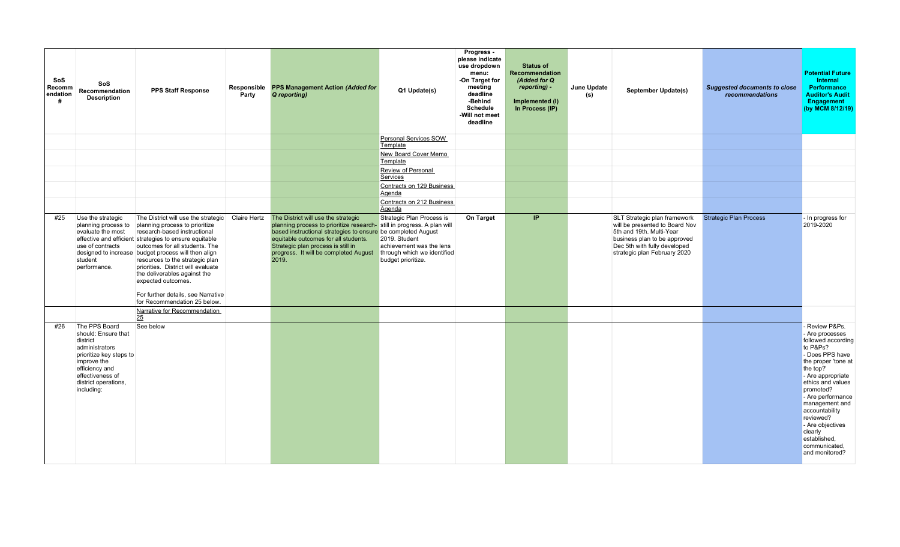| SoS Recommendation # | SoS Recommendation Description | PPS Staff Response | Responsible Party | PPS Management Action *(Added for Q reporting)* | Q1 Update(s) | Progress - please indicate use dropdown menu: -On Target for meeting deadline -Behind Schedule -Will not meet deadline | Status of Recommendation *(Added for Q reporting)* - Implemented (I) In Process (IP) | June Update (s) | September Update(s) | *Suggested documents to close recommendations* | Potential Future Internal Performance Auditor's Audit Engagement (by MCM 8/12/19) |
|---|---|---|---|---|---|---|---|---|---|---|---|
| | | | | | Personal Services SOW Template | | | | | | |
| | | | | | New Board Cover Memo Template | | | | | | |
| | | | | | Review of Personal Services | | | | | | |
| | | | | | Contracts on 129 Business Agenda | | | | | | |
| | | | | | Contracts on 212 Business Agenda | | | | | | |
| #25 | Use the strategic planning process to evaluate the most effective and efficient use of contracts designed to increase student performance. | The District will use the strategic planning process to prioritize research-based instructional strategies to ensure equitable outcomes for all students. The budget process will then align resources to the strategic plan priorities. District will evaluate the deliverables against the expected outcomes.<br><br>For further details, see Narrative for Recommendation 25 below. | Claire Hertz | The District will use the strategic planning process to prioritize research-based instructional strategies to ensure equitable outcomes for all students. Strategic plan process is still in progress. It will be completed August 2019. | Strategic Plan Process is still in progress. A plan will be completed August 2019. Student achievement was the lens through which we identified budget prioritize. | On Target | IP | | SLT Strategic plan framework will be presented to Board Nov 5th and 19th. Multi-Year business plan to be approved Dec 5th with fully developed strategic plan February 2020 | Strategic Plan Process | - In progress for 2019-2020 |
| | | Narrative for Recommendation 25 | | | | | | | | | |
| #26 | The PPS Board should: Ensure that district administrators prioritize key steps to improve the efficiency and effectiveness of district operations, including: | See below | | | | | | | | | - Review P&Ps.<br>- Are processes followed according to P&Ps?<br>- Does PPS have the proper 'tone at the top?'<br>- Are appropriate ethics and values promoted?<br>- Are performance management and accountability reviewed?<br>- Are objectives clearly established, communicated, and monitored? |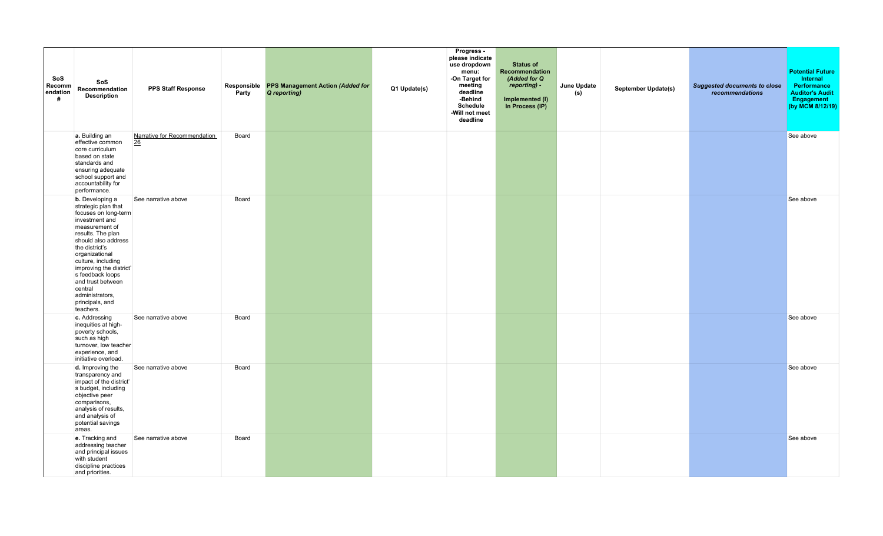| SoS Recommendation # | SoS Recommendation Description | PPS Staff Response | Responsible Party | PPS Management Action *(Added for Q reporting)* | Q1 Update(s) | Progress - please indicate use dropdown menu: -On Target for meeting deadline -Behind Schedule -Will not meet deadline | Status of Recommendation *(Added for Q reporting)* - Implemented (I) In Process (IP) | June Update (s) | September Update(s) | *Suggested documents to close recommendations* | Potential Future Internal Performance Auditor's Audit Engagement (by MCM 8/12/19) |
|---|---|---|---|---|---|---|---|---|---|---|---|
| | **a.** Building an effective common core curriculum based on state standards and ensuring adequate school support and accountability for performance. | Narrative for Recommendation 26 | Board | | | | | | | | See above |
| | **b.** Developing a strategic plan that focuses on long-term investment and measurement of results. The plan should also address the district's organizational culture, including improving the district's feedback loops and trust between central administrators, principals, and teachers. | See narrative above | Board | | | | | | | | See above |
| | **c.** Addressing inequities at high-poverty schools, such as high turnover, low teacher experience, and initiative overload. | See narrative above | Board | | | | | | | | See above |
| | **d.** Improving the transparency and impact of the district's budget, including objective peer comparisons, analysis of results, and analysis of potential savings areas. | See narrative above | Board | | | | | | | | See above |
| | **e.** Tracking and addressing teacher and principal issues with student discipline practices and priorities. | See narrative above | Board | | | | | | | | See above |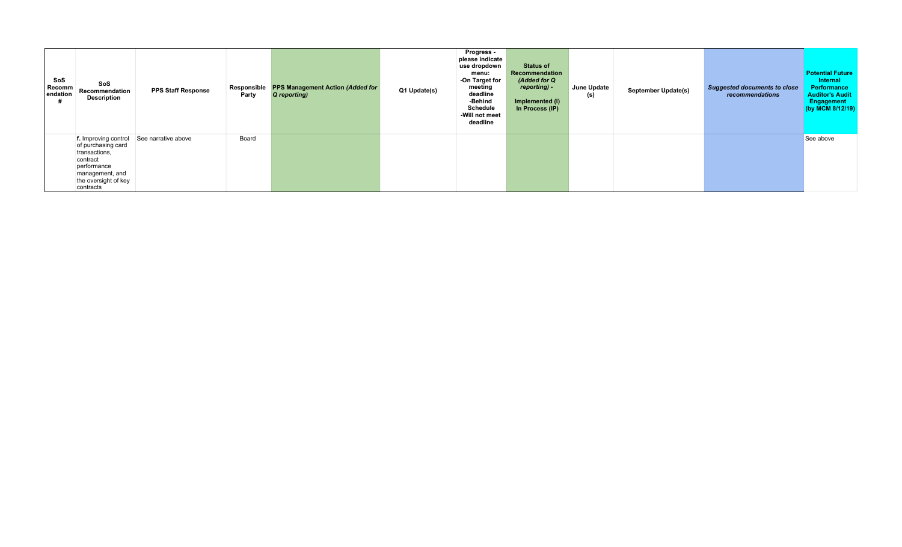| SoS Recommendation # | SoS Recommendation Description | PPS Staff Response | Responsible Party | PPS Management Action *(Added for Q reporting)* | Q1 Update(s) | Progress - please indicate use dropdown menu: -On Target for meeting deadline -Behind Schedule -Will not meet deadline | Status of Recommendation *(Added for Q reporting)* - Implemented (I) In Process (IP) | June Update (s) | September Update(s) | *Suggested documents to close recommendations* | Potential Future Internal Performance Auditor's Audit Engagement (by MCM 8/12/19) |
|---|---|---|---|---|---|---|---|---|---|---|---|
| | **f.** Improving control of purchasing card transactions, contract performance management, and the oversight of key contracts | See narrative above | Board | | | | | | | | See above |